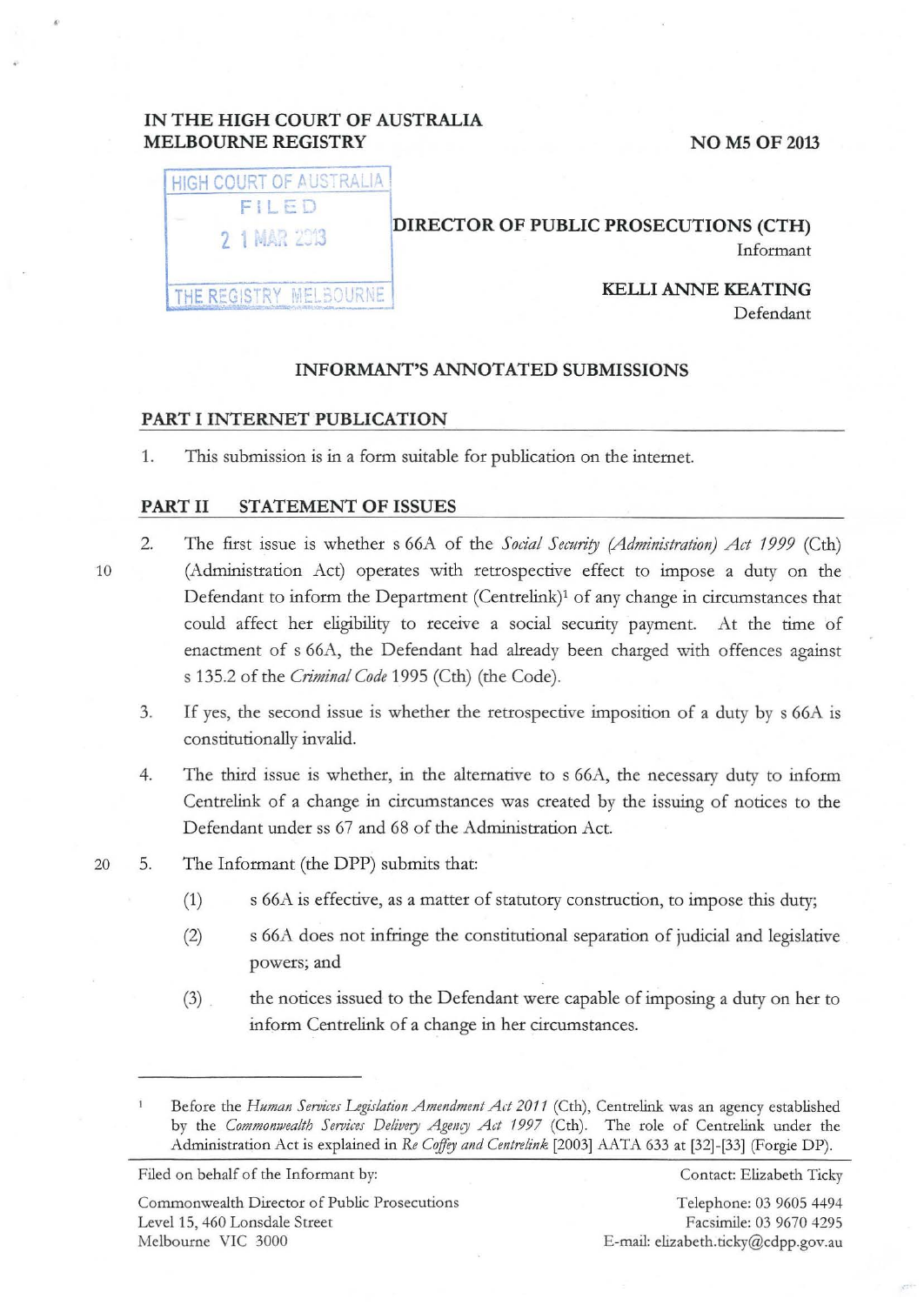IN THE HIGH COURT OF AUSTRALIA
MELBOURNE REGISTRY

NO M5 OF 2013

HIGH COURT OF AUSTRALIA
FILED
21 MAR 2013
THE REGISTRY MELBOURNE

**DIRECTOR OF PUBLIC PROSECUTIONS (CTH)**
Informant

**KELLI ANNE KEATING**
Defendant

## INFORMANT'S ANNOTATED SUBMISSIONS

### PART I INTERNET PUBLICATION

1. This submission is in a form suitable for publication on the internet.

### PART II STATEMENT OF ISSUES

2. The first issue is whether s 66A of the *Social Security (Administration) Act 1999* (Cth) (Administration Act) operates with retrospective effect to impose a duty on the Defendant to inform the Department (Centrelink)[1] of any change in circumstances that could affect her eligibility to receive a social security payment. At the time of enactment of s 66A, the Defendant had already been charged with offences against s 135.2 of the *Criminal Code* 1995 (Cth) (the Code).

3. If yes, the second issue is whether the retrospective imposition of a duty by s 66A is constitutionally invalid.

4. The third issue is whether, in the alternative to s 66A, the necessary duty to inform Centrelink of a change in circumstances was created by the issuing of notices to the Defendant under ss 67 and 68 of the Administration Act.

5. The Informant (the DPP) submits that:

   (1) s 66A is effective, as a matter of statutory construction, to impose this duty;

   (2) s 66A does not infringe the constitutional separation of judicial and legislative powers; and

   (3) the notices issued to the Defendant were capable of imposing a duty on her to inform Centrelink of a change in her circumstances.

---

[1] Before the *Human Services Legislation Amendment Act 2011* (Cth), Centrelink was an agency established by the *Commonwealth Services Delivery Agency Act 1997* (Cth). The role of Centrelink under the Administration Act is explained in *Re Coffey and Centrelink* [2003] AATA 633 at [32]-[33] (Forgie DP).

Filed on behalf of the Informant by:
Commonwealth Director of Public Prosecutions
Level 15, 460 Lonsdale Street
Melbourne VIC 3000

Contact: Elizabeth Ticky
Telephone: 03 9605 4494
Facsimile: 03 9670 4295
E-mail: elizabeth.ticky@cdpp.gov.au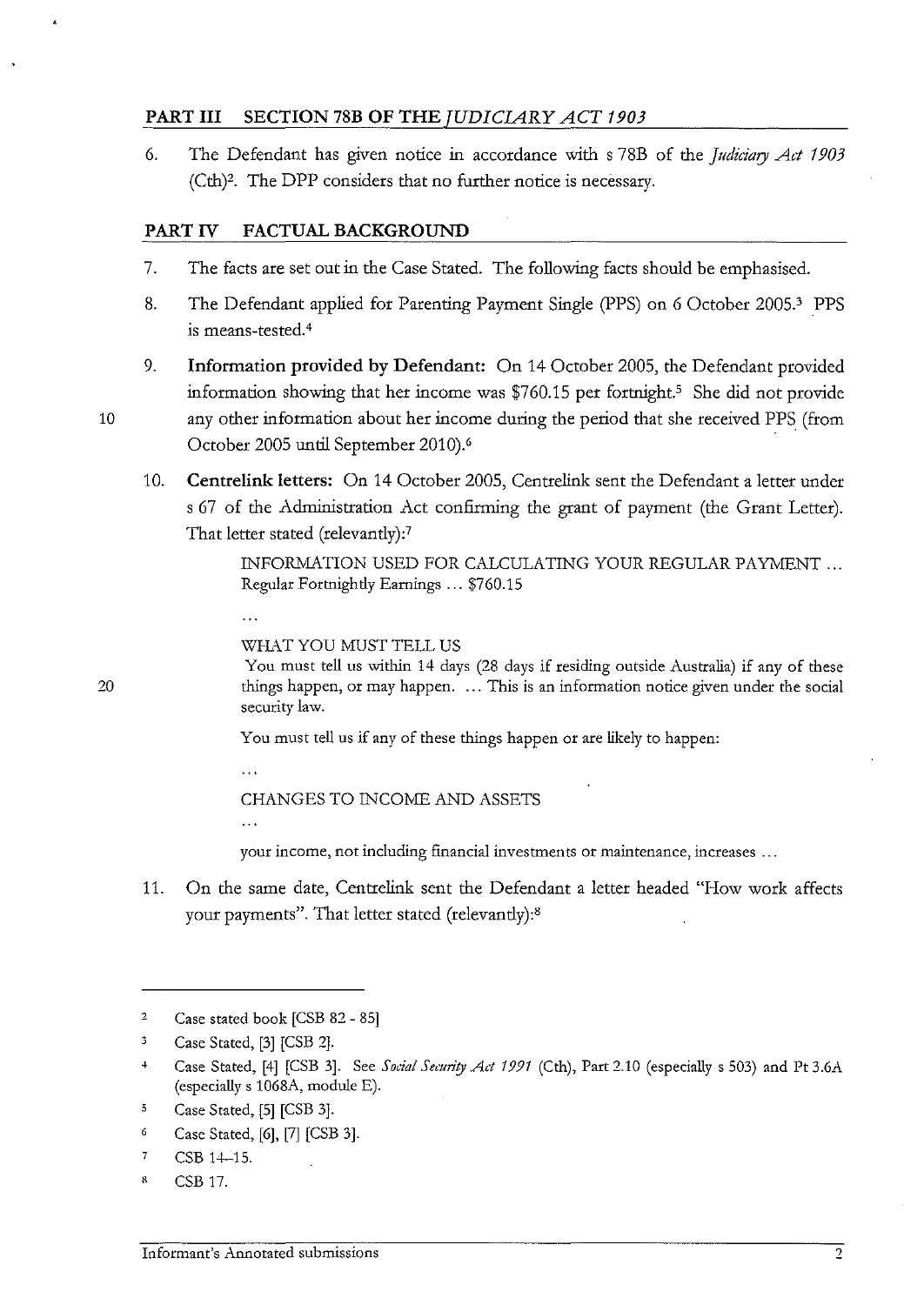## PART III SECTION 78B OF THE *JUDICIARY ACT 1903*

6. The Defendant has given notice in accordance with s 78B of the *Judiciary Act 1903* (Cth)[2]. The DPP considers that no further notice is necessary.

## PART IV FACTUAL BACKGROUND

7. The facts are set out in the Case Stated. The following facts should be emphasised.

8. The Defendant applied for Parenting Payment Single (PPS) on 6 October 2005.[3] PPS is means-tested.[4]

9. **Information provided by Defendant:** On 14 October 2005, the Defendant provided information showing that her income was $760.15 per fortnight.[5] She did not provide any other information about her income during the period that she received PPS (from October 2005 until September 2010).[6]

10. **Centrelink letters:** On 14 October 2005, Centrelink sent the Defendant a letter under s 67 of the Administration Act confirming the grant of payment (the Grant Letter). That letter stated (relevantly):[7]

> INFORMATION USED FOR CALCULATING YOUR REGULAR PAYMENT ... Regular Fortnightly Earnings ... $760.15
>
> ...
>
> WHAT YOU MUST TELL US
>
> You must tell us within 14 days (28 days if residing outside Australia) if any of these things happen, or may happen. ... This is an information notice given under the social security law.
>
> You must tell us if any of these things happen or are likely to happen:
>
> ...
>
> CHANGES TO INCOME AND ASSETS
>
> ...
>
> your income, not including financial investments or maintenance, increases ...

11. On the same date, Centrelink sent the Defendant a letter headed "How work affects your payments". That letter stated (relevantly):[8]

---

[2] Case stated book [CSB 82 - 85]

[3] Case Stated, [3] [CSB 2].

[4] Case Stated, [4] [CSB 3]. See *Social Security Act 1991* (Cth), Part 2.10 (especially s 503) and Pt 3.6A (especially s 1068A, module E).

[5] Case Stated, [5] [CSB 3].

[6] Case Stated, [6], [7] [CSB 3].

[7] CSB 14–15.

[8] CSB 17.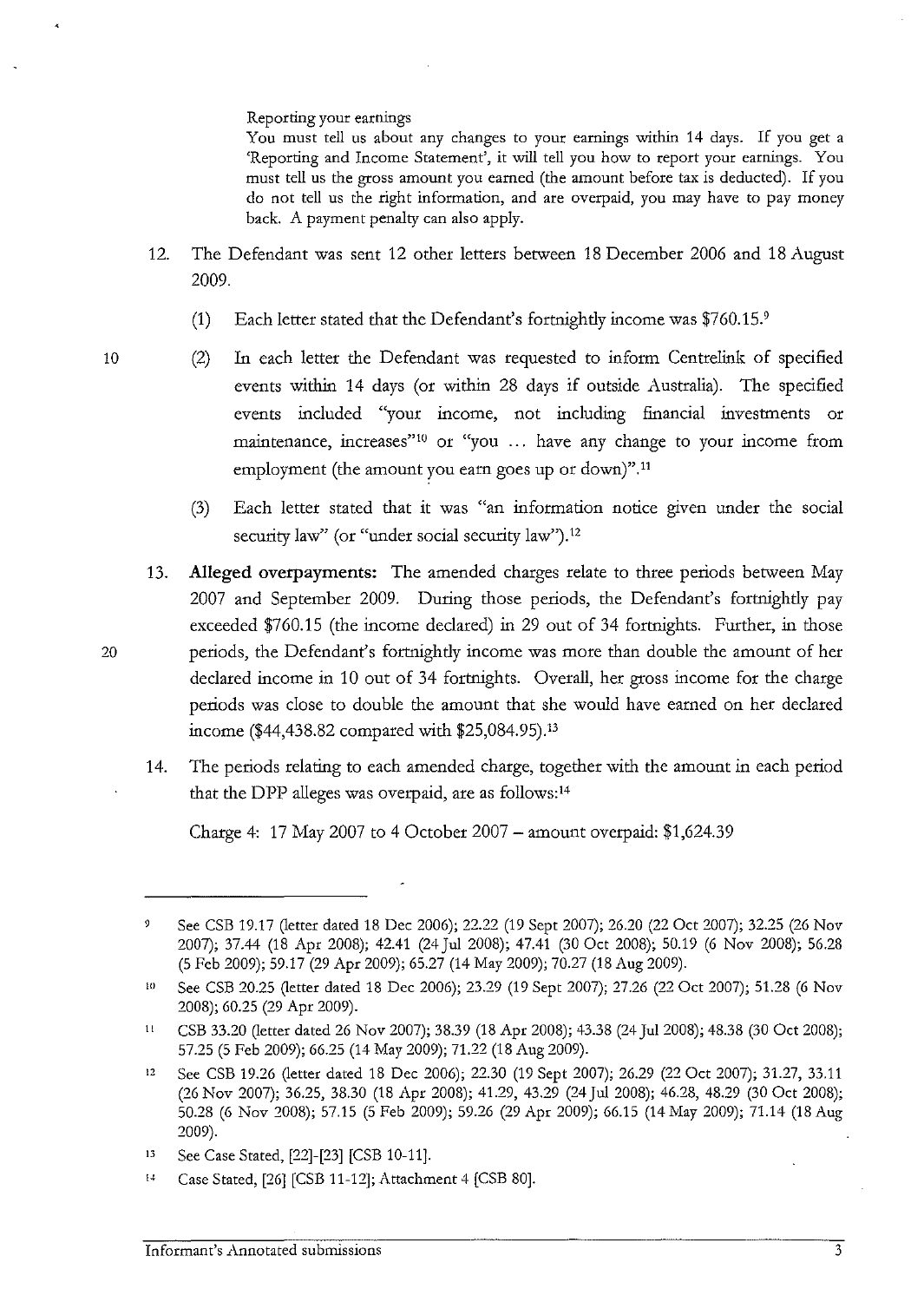Reporting your earnings

You must tell us about any changes to your earnings within 14 days. If you get a 'Reporting and Income Statement', it will tell you how to report your earnings. You must tell us the gross amount you earned (the amount before tax is deducted). If you do not tell us the right information, and are overpaid, you may have to pay money back. A payment penalty can also apply.

12. The Defendant was sent 12 other letters between 18 December 2006 and 18 August 2009.

    (1) Each letter stated that the Defendant's fortnightly income was $760.15.[9]

    (2) In each letter the Defendant was requested to inform Centrelink of specified events within 14 days (or within 28 days if outside Australia). The specified events included "your income, not including financial investments or maintenance, increases"[10] or "you ... have any change to your income from employment (the amount you earn goes up or down)".[11]

    (3) Each letter stated that it was "an information notice given under the social security law" (or "under social security law").[12]

13. **Alleged overpayments:** The amended charges relate to three periods between May 2007 and September 2009. During those periods, the Defendant's fortnightly pay exceeded $760.15 (the income declared) in 29 out of 34 fortnights. Further, in those periods, the Defendant's fortnightly income was more than double the amount of her declared income in 10 out of 34 fortnights. Overall, her gross income for the charge periods was close to double the amount that she would have earned on her declared income ($44,438.82 compared with $25,084.95).[13]

14. The periods relating to each amended charge, together with the amount in each period that the DPP alleges was overpaid, are as follows:[14]

    Charge 4: 17 May 2007 to 4 October 2007 – amount overpaid: $1,624.39

---

[9] See CSB 19.17 (letter dated 18 Dec 2006); 22.22 (19 Sept 2007); 26.20 (22 Oct 2007); 32.25 (26 Nov 2007); 37.44 (18 Apr 2008); 42.41 (24 Jul 2008); 47.41 (30 Oct 2008); 50.19 (6 Nov 2008); 56.28 (5 Feb 2009); 59.17 (29 Apr 2009); 65.27 (14 May 2009); 70.27 (18 Aug 2009).

[10] See CSB 20.25 (letter dated 18 Dec 2006); 23.29 (19 Sept 2007); 27.26 (22 Oct 2007); 51.28 (6 Nov 2008); 60.25 (29 Apr 2009).

[11] CSB 33.20 (letter dated 26 Nov 2007); 38.39 (18 Apr 2008); 43.38 (24 Jul 2008); 48.38 (30 Oct 2008); 57.25 (5 Feb 2009); 66.25 (14 May 2009); 71.22 (18 Aug 2009).

[12] See CSB 19.26 (letter dated 18 Dec 2006); 22.30 (19 Sept 2007); 26.29 (22 Oct 2007); 31.27, 33.11 (26 Nov 2007); 36.25, 38.30 (18 Apr 2008); 41.29, 43.29 (24 Jul 2008); 46.28, 48.29 (30 Oct 2008); 50.28 (6 Nov 2008); 57.15 (5 Feb 2009); 59.26 (29 Apr 2009); 66.15 (14 May 2009); 71.14 (18 Aug 2009).

[13] See Case Stated, [22]-[23] [CSB 10-11].

[14] Case Stated, [26] [CSB 11-12]; Attachment 4 [CSB 80].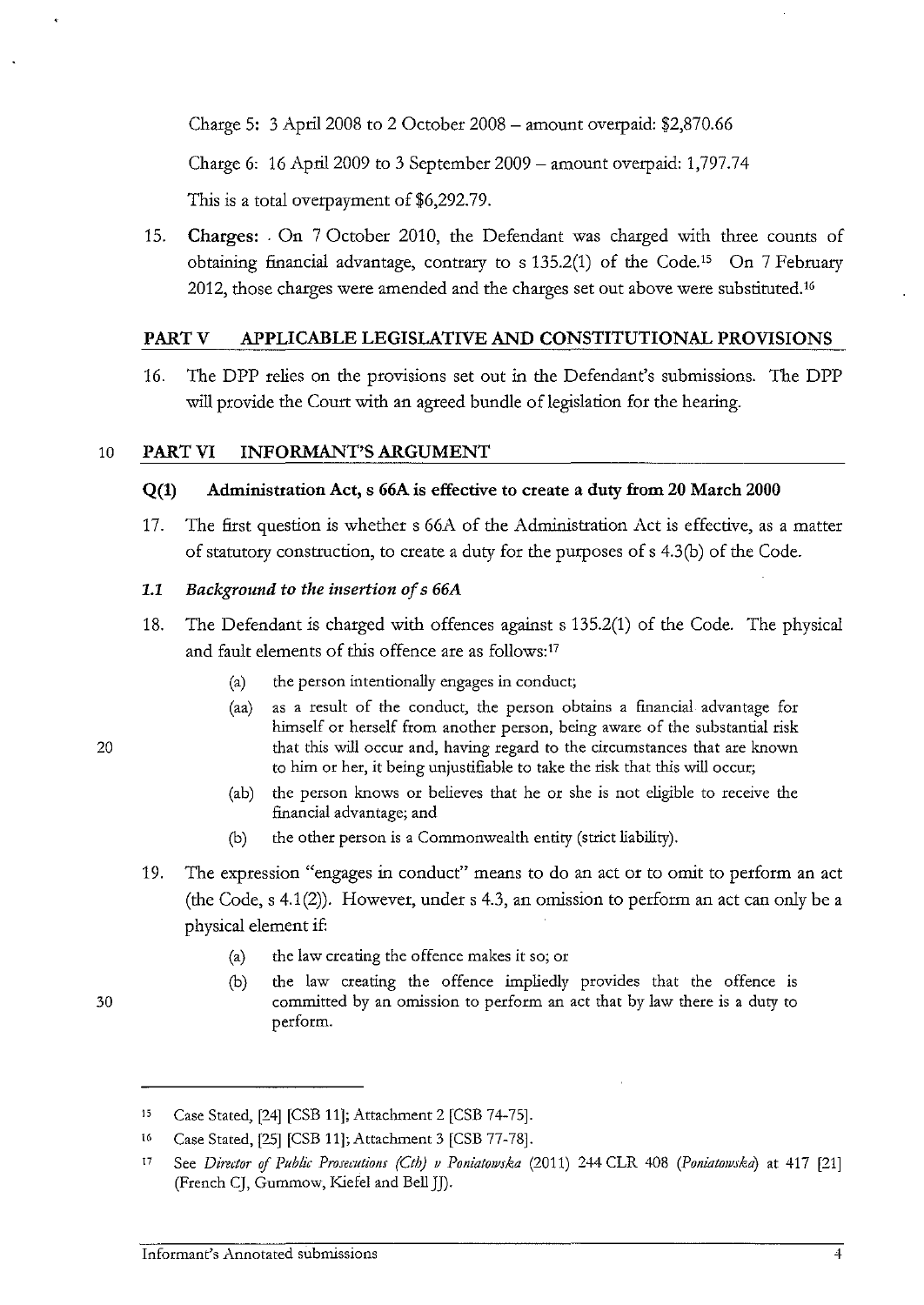Charge 5: 3 April 2008 to 2 October 2008 – amount overpaid: $2,870.66

Charge 6: 16 April 2009 to 3 September 2009 – amount overpaid: 1,797.74

This is a total overpayment of $6,292.79.

15. **Charges:** On 7 October 2010, the Defendant was charged with three counts of obtaining financial advantage, contrary to s 135.2(1) of the Code.[15] On 7 February 2012, those charges were amended and the charges set out above were substituted.[16]

## PART V APPLICABLE LEGISLATIVE AND CONSTITUTIONAL PROVISIONS

16. The DPP relies on the provisions set out in the Defendant's submissions. The DPP will provide the Court with an agreed bundle of legislation for the hearing.

## PART VI INFORMANT'S ARGUMENT

### Q(1) Administration Act, s 66A is effective to create a duty from 20 March 2000

17. The first question is whether s 66A of the Administration Act is effective, as a matter of statutory construction, to create a duty for the purposes of s 4.3(b) of the Code.

#### *1.1 Background to the insertion of s 66A*

18. The Defendant is charged with offences against s 135.2(1) of the Code. The physical and fault elements of this offence are as follows:[17]

    (a) the person intentionally engages in conduct;

    (aa) as a result of the conduct, the person obtains a financial advantage for himself or herself from another person, being aware of the substantial risk that this will occur and, having regard to the circumstances that are known to him or her, it being unjustifiable to take the risk that this will occur;

    (ab) the person knows or believes that he or she is not eligible to receive the financial advantage; and

    (b) the other person is a Commonwealth entity (strict liability).

19. The expression "engages in conduct" means to do an act or to omit to perform an act (the Code, s 4.1(2)). However, under s 4.3, an omission to perform an act can only be a physical element if:

    (a) the law creating the offence makes it so; or

    (b) the law creating the offence impliedly provides that the offence is committed by an omission to perform an act that by law there is a duty to perform.

---

[15] Case Stated, [24] [CSB 11]; Attachment 2 [CSB 74-75].

[16] Case Stated, [25] [CSB 11]; Attachment 3 [CSB 77-78].

[17] See *Director of Public Prosecutions (Cth) v Poniatowska* (2011) 244 CLR 408 (*Poniatowska*) at 417 [21] (French CJ, Gummow, Kiefel and Bell JJ).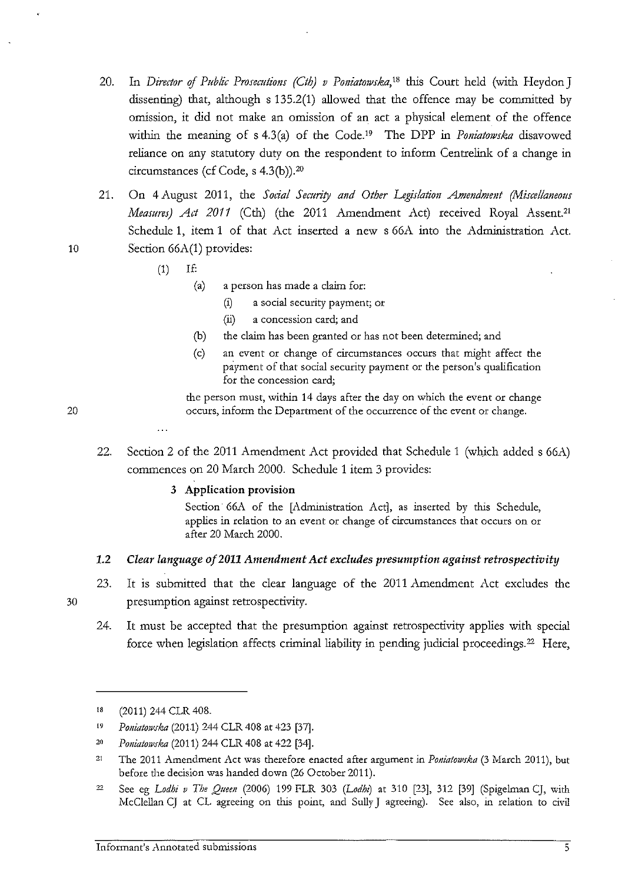20. In *Director of Public Prosecutions (Cth) v Poniatowska*,[18] this Court held (with Heydon J dissenting) that, although s 135.2(1) allowed that the offence may be committed by omission, it did not make an omission of an act a physical element of the offence within the meaning of s 4.3(a) of the Code.[19] The DPP in *Poniatowska* disavowed reliance on any statutory duty on the respondent to inform Centrelink of a change in circumstances (cf Code, s 4.3(b)).[20]

21. On 4 August 2011, the *Social Security and Other Legislation Amendment (Miscellaneous Measures) Act 2011* (Cth) (the 2011 Amendment Act) received Royal Assent.[21] Schedule 1, item 1 of that Act inserted a new s 66A into the Administration Act. Section 66A(1) provides:

> (1) If:
>
> (a) a person has made a claim for:
>
> (i) a social security payment; or
>
> (ii) a concession card; and
>
> (b) the claim has been granted or has not been determined; and
>
> (c) an event or change of circumstances occurs that might affect the payment of that social security payment or the person's qualification for the concession card;
>
> the person must, within 14 days after the day on which the event or change occurs, inform the Department of the occurrence of the event or change.
>
> ...

22. Section 2 of the 2011 Amendment Act provided that Schedule 1 (which added s 66A) commences on 20 March 2000. Schedule 1 item 3 provides:

> **3 Application provision**
>
> Section 66A of the [Administration Act], as inserted by this Schedule, applies in relation to an event or change of circumstances that occurs on or after 20 March 2000.

### *1.2 Clear language of 2011 Amendment Act excludes presumption against retrospectivity*

23. It is submitted that the clear language of the 2011 Amendment Act excludes the presumption against retrospectivity.

24. It must be accepted that the presumption against retrospectivity applies with special force when legislation affects criminal liability in pending judicial proceedings.[22] Here,

---

[18] (2011) 244 CLR 408.

[19] *Poniatowska* (2011) 244 CLR 408 at 423 [37].

[20] *Poniatowska* (2011) 244 CLR 408 at 422 [34].

[21] The 2011 Amendment Act was therefore enacted after argument in *Poniatowska* (3 March 2011), but before the decision was handed down (26 October 2011).

[22] See eg *Lodhi v The Queen* (2006) 199 FLR 303 (*Lodhi*) at 310 [23], 312 [39] (Spigelman CJ, with McClellan CJ at CL agreeing on this point, and Sully J agreeing). See also, in relation to civil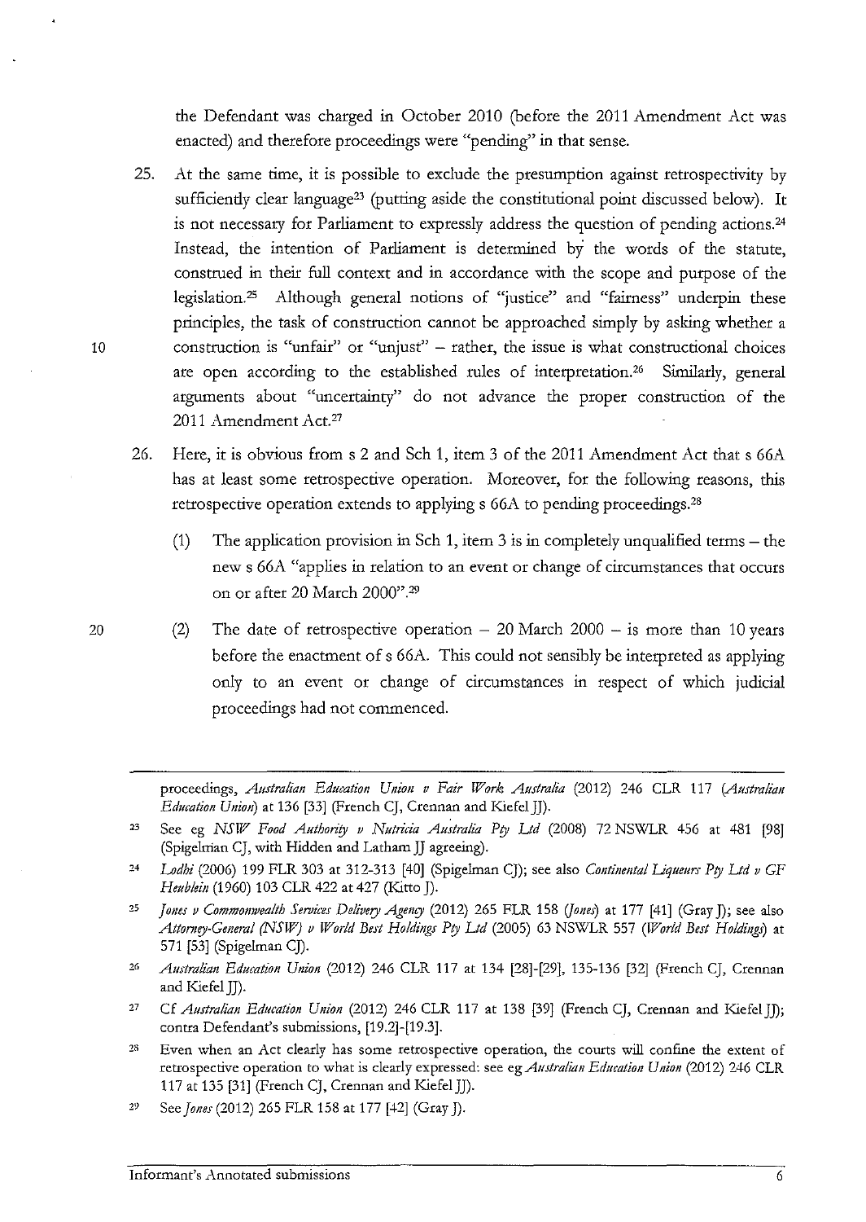the Defendant was charged in October 2010 (before the 2011 Amendment Act was enacted) and therefore proceedings were "pending" in that sense.

25. At the same time, it is possible to exclude the presumption against retrospectivity by sufficiently clear language[23] (putting aside the constitutional point discussed below). It is not necessary for Parliament to expressly address the question of pending actions.[24] Instead, the intention of Parliament is determined by the words of the statute, construed in their full context and in accordance with the scope and purpose of the legislation.[25] Although general notions of "justice" and "fairness" underpin these principles, the task of construction cannot be approached simply by asking whether a construction is "unfair" or "unjust" – rather, the issue is what constructional choices are open according to the established rules of interpretation.[26] Similarly, general arguments about "uncertainty" do not advance the proper construction of the 2011 Amendment Act.[27]

26. Here, it is obvious from s 2 and Sch 1, item 3 of the 2011 Amendment Act that s 66A has at least some retrospective operation. Moreover, for the following reasons, this retrospective operation extends to applying s 66A to pending proceedings.[28]

    (1) The application provision in Sch 1, item 3 is in completely unqualified terms – the new s 66A "applies in relation to an event or change of circumstances that occurs on or after 20 March 2000".[29]

    (2) The date of retrospective operation – 20 March 2000 – is more than 10 years before the enactment of s 66A. This could not sensibly be interpreted as applying only to an event or change of circumstances in respect of which judicial proceedings had not commenced.

---

proceedings, *Australian Education Union v Fair Work Australia* (2012) 246 CLR 117 (*Australian Education Union*) at 136 [33] (French CJ, Crennan and Kiefel JJ).

23 See eg *NSW Food Authority v Nutricia Australia Pty Ltd* (2008) 72 NSWLR 456 at 481 [98] (Spigelman CJ, with Hidden and Latham JJ agreeing).

24 *Lodhi* (2006) 199 FLR 303 at 312-313 [40] (Spigelman CJ); see also *Continental Liqueurs Pty Ltd v GF Heublein* (1960) 103 CLR 422 at 427 (Kitto J).

25 *Jones v Commonwealth Services Delivery Agency* (2012) 265 FLR 158 (*Jones*) at 177 [41] (Gray J); see also *Attorney-General (NSW) v World Best Holdings Pty Ltd* (2005) 63 NSWLR 557 (*World Best Holdings*) at 571 [53] (Spigelman CJ).

26 *Australian Education Union* (2012) 246 CLR 117 at 134 [28]-[29], 135-136 [32] (French CJ, Crennan and Kiefel JJ).

27 Cf *Australian Education Union* (2012) 246 CLR 117 at 138 [39] (French CJ, Crennan and Kiefel JJ); contra Defendant's submissions, [19.2]-[19.3].

28 Even when an Act clearly has some retrospective operation, the courts will confine the extent of retrospective operation to what is clearly expressed: see eg *Australian Education Union* (2012) 246 CLR 117 at 135 [31] (French CJ, Crennan and Kiefel JJ).

29 See *Jones* (2012) 265 FLR 158 at 177 [42] (Gray J).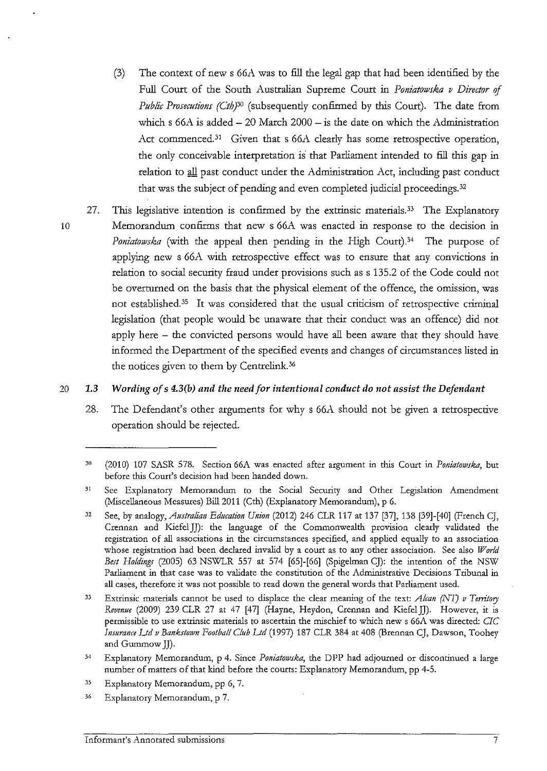(3) The context of new s 66A was to fill the legal gap that had been identified by the Full Court of the South Australian Supreme Court in *Poniatowska v Director of Public Prosecutions (Cth)*[30] (subsequently confirmed by this Court). The date from which s 66A is added – 20 March 2000 – is the date on which the Administration Act commenced.[31] Given that s 66A clearly has some retrospective operation, the only conceivable interpretation is that Parliament intended to fill this gap in relation to all past conduct under the Administration Act, including past conduct that was the subject of pending and even completed judicial proceedings.[32]

27. This legislative intention is confirmed by the extrinsic materials.[33] The Explanatory Memorandum confirms that new s 66A was enacted in response to the decision in *Poniatowska* (with the appeal then pending in the High Court).[34] The purpose of applying new s 66A with retrospective effect was to ensure that any convictions in relation to social security fraud under provisions such as s 135.2 of the Code could not be overturned on the basis that the physical element of the offence, the omission, was not established.[35] It was considered that the usual criticism of retrospective criminal legislation (that people would be unaware that their conduct was an offence) did not apply here – the convicted persons would have all been aware that they should have informed the Department of the specified events and changes of circumstances listed in the notices given to them by Centrelink.[36]

### *1.3 Wording of s 4.3(b) and the need for intentional conduct do not assist the Defendant*

28. The Defendant's other arguments for why s 66A should not be given a retrospective operation should be rejected.

---

[30] (2010) 107 SASR 578. Section 66A was enacted after argument in this Court in *Poniatowska*, but before this Court's decision had been handed down.

[31] See Explanatory Memorandum to the Social Security and Other Legislation Amendment (Miscellaneous Measures) Bill 2011 (Cth) (Explanatory Memorandum), p 6.

[32] See, by analogy, *Australian Education Union* (2012) 246 CLR 117 at 137 [37], 138 [39]-[40] (French CJ, Crennan and Kiefel JJ): the language of the Commonwealth provision clearly validated the registration of all associations in the circumstances specified, and applied equally to an association whose registration had been declared invalid by a court as to any other association. See also *World Best Holdings* (2005) 63 NSWLR 557 at 574 [65]-[66] (Spigelman CJ): the intention of the NSW Parliament in that case was to validate the constitution of the Administrative Decisions Tribunal in all cases, therefore it was not possible to read down the general words that Parliament used.

[33] Extrinsic materials cannot be used to displace the clear meaning of the text: *Alcan (NT) v Territory Revenue* (2009) 239 CLR 27 at 47 [47] (Hayne, Heydon, Crennan and Kiefel JJ). However, it is permissible to use extrinsic materials to ascertain the mischief to which new s 66A was directed: *CIC Insurance Ltd v Bankstown Football Club Ltd* (1997) 187 CLR 384 at 408 (Brennan CJ, Dawson, Toohey and Gummow JJ).

[34] Explanatory Memorandum, p 4. Since *Poniatowska*, the DPP had adjourned or discontinued a large number of matters of that kind before the courts: Explanatory Memorandum, pp 4-5.

[35] Explanatory Memorandum, pp 6, 7.

[36] Explanatory Memorandum, p 7.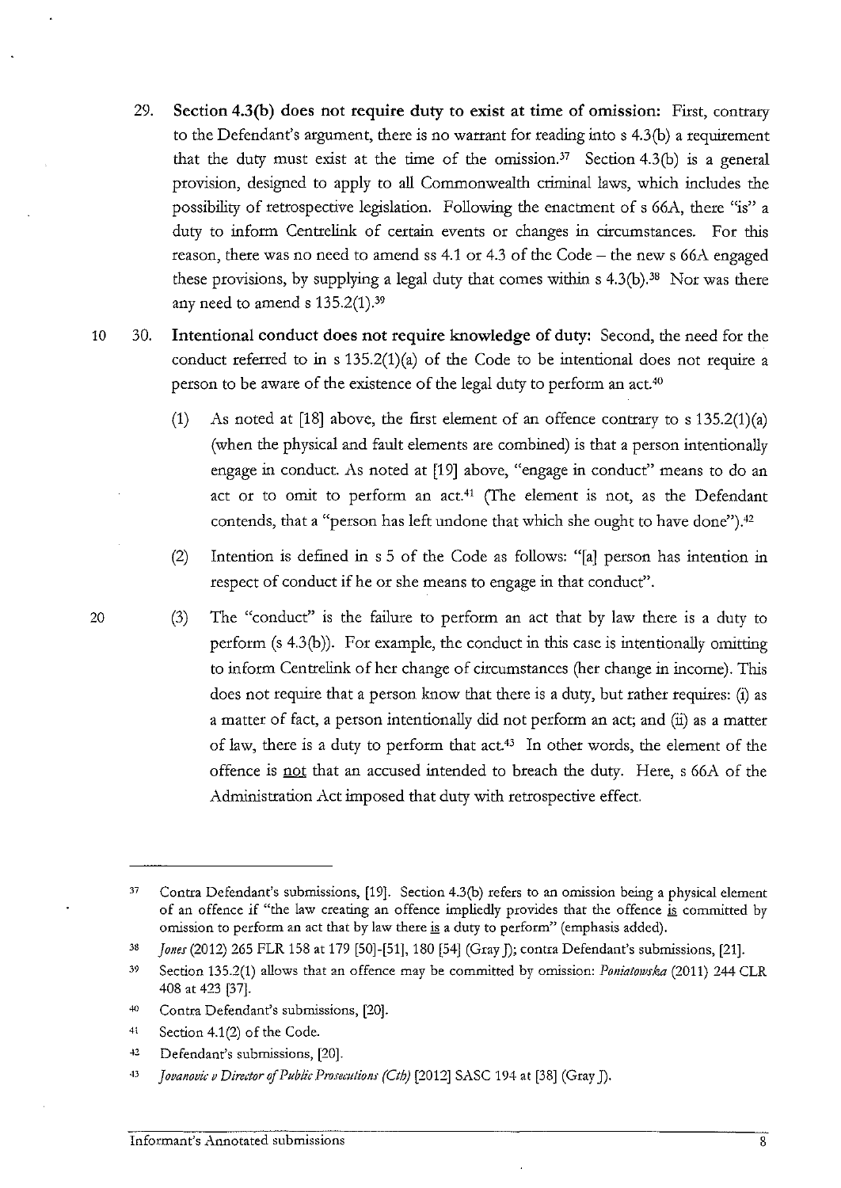29. **Section 4.3(b) does not require duty to exist at time of omission:** First, contrary to the Defendant's argument, there is no warrant for reading into s 4.3(b) a requirement that the duty must exist at the time of the omission.[37] Section 4.3(b) is a general provision, designed to apply to all Commonwealth criminal laws, which includes the possibility of retrospective legislation. Following the enactment of s 66A, there "is" a duty to inform Centrelink of certain events or changes in circumstances. For this reason, there was no need to amend ss 4.1 or 4.3 of the Code – the new s 66A engaged these provisions, by supplying a legal duty that comes within s 4.3(b).[38] Nor was there any need to amend s 135.2(1).[39]

30. **Intentional conduct does not require knowledge of duty:** Second, the need for the conduct referred to in s 135.2(1)(a) of the Code to be intentional does not require a person to be aware of the existence of the legal duty to perform an act.[40]

    (1) As noted at [18] above, the first element of an offence contrary to s 135.2(1)(a) (when the physical and fault elements are combined) is that a person intentionally engage in conduct. As noted at [19] above, "engage in conduct" means to do an act or to omit to perform an act.[41] (The element is not, as the Defendant contends, that a "person has left undone that which she ought to have done").[42]

    (2) Intention is defined in s 5 of the Code as follows: "[a] person has intention in respect of conduct if he or she means to engage in that conduct".

    (3) The "conduct" is the failure to perform an act that by law there is a duty to perform (s 4.3(b)). For example, the conduct in this case is intentionally omitting to inform Centrelink of her change of circumstances (her change in income). This does not require that a person know that there is a duty, but rather requires: (i) as a matter of fact, a person intentionally did not perform an act; and (ii) as a matter of law, there is a duty to perform that act.[43] In other words, the element of the offence is not that an accused intended to breach the duty. Here, s 66A of the Administration Act imposed that duty with retrospective effect.

---

[37] Contra Defendant's submissions, [19]. Section 4.3(b) refers to an omission being a physical element of an offence if "the law creating an offence impliedly provides that the offence is committed by omission to perform an act that by law there is a duty to perform" (emphasis added).

[38] *Jones* (2012) 265 FLR 158 at 179 [50]-[51], 180 [54] (Gray J); contra Defendant's submissions, [21].

[39] Section 135.2(1) allows that an offence may be committed by omission: *Poniatowska* (2011) 244 CLR 408 at 423 [37].

[40] Contra Defendant's submissions, [20].

[41] Section 4.1(2) of the Code.

[42] Defendant's submissions, [20].

[43] *Jovanovic v Director of Public Prosecutions (Cth)* [2012] SASC 194 at [38] (Gray J).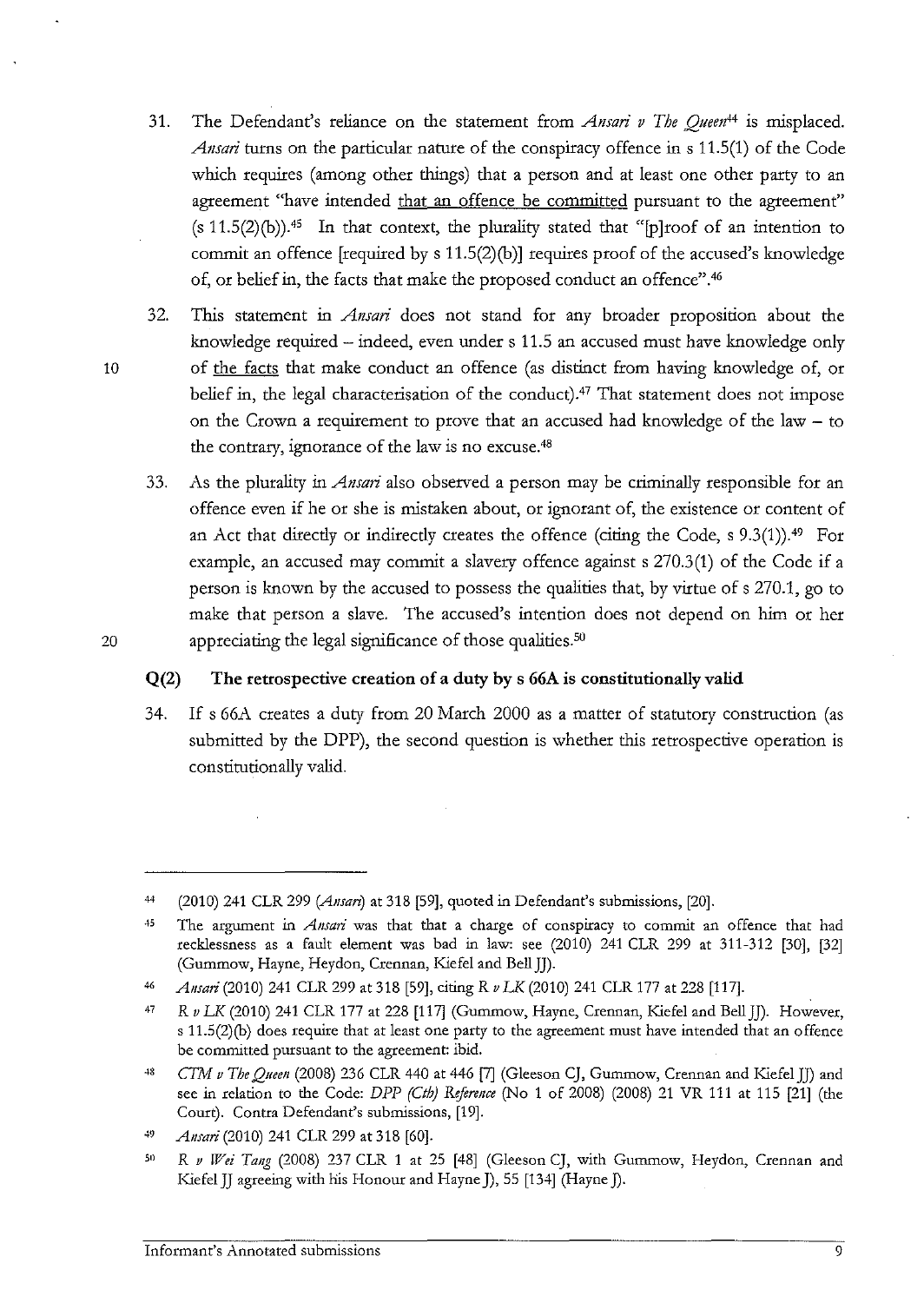31. The Defendant's reliance on the statement from *Ansari v The Queen*[44] is misplaced. *Ansari* turns on the particular nature of the conspiracy offence in s 11.5(1) of the Code which requires (among other things) that a person and at least one other party to an agreement "have intended that an offence be committed pursuant to the agreement" (s 11.5(2)(b)).[45] In that context, the plurality stated that "[p]roof of an intention to commit an offence [required by s 11.5(2)(b)] requires proof of the accused's knowledge of, or belief in, the facts that make the proposed conduct an offence".[46]

32. This statement in *Ansari* does not stand for any broader proposition about the knowledge required – indeed, even under s 11.5 an accused must have knowledge only of the facts that make conduct an offence (as distinct from having knowledge of, or belief in, the legal characterisation of the conduct).[47] That statement does not impose on the Crown a requirement to prove that an accused had knowledge of the law – to the contrary, ignorance of the law is no excuse.[48]

33. As the plurality in *Ansari* also observed a person may be criminally responsible for an offence even if he or she is mistaken about, or ignorant of, the existence or content of an Act that directly or indirectly creates the offence (citing the Code, s 9.3(1)).[49] For example, an accused may commit a slavery offence against s 270.3(1) of the Code if a person is known by the accused to possess the qualities that, by virtue of s 270.1, go to make that person a slave. The accused's intention does not depend on him or her appreciating the legal significance of those qualities.[50]

### Q(2) The retrospective creation of a duty by s 66A is constitutionally valid

34. If s 66A creates a duty from 20 March 2000 as a matter of statutory construction (as submitted by the DPP), the second question is whether this retrospective operation is constitutionally valid.

---

44 (2010) 241 CLR 299 (*Ansari*) at 318 [59], quoted in Defendant's submissions, [20].

45 The argument in *Ansari* was that that a charge of conspiracy to commit an offence that had recklessness as a fault element was bad in law: see (2010) 241 CLR 299 at 311-312 [30], [32] (Gummow, Hayne, Heydon, Crennan, Kiefel and Bell JJ).

46 *Ansari* (2010) 241 CLR 299 at 318 [59], citing *R v LK* (2010) 241 CLR 177 at 228 [117].

47 *R v LK* (2010) 241 CLR 177 at 228 [117] (Gummow, Hayne, Crennan, Kiefel and Bell JJ). However, s 11.5(2)(b) does require that at least one party to the agreement must have intended that an offence be committed pursuant to the agreement: ibid.

48 *CTM v The Queen* (2008) 236 CLR 440 at 446 [7] (Gleeson CJ, Gummow, Crennan and Kiefel JJ) and see in relation to the Code: *DPP (Cth) Reference* (No 1 of 2008) (2008) 21 VR 111 at 115 [21] (the Court). Contra Defendant's submissions, [19].

49 *Ansari* (2010) 241 CLR 299 at 318 [60].

50 *R v Wei Tang* (2008) 237 CLR 1 at 25 [48] (Gleeson CJ, with Gummow, Heydon, Crennan and Kiefel JJ agreeing with his Honour and Hayne J), 55 [134] (Hayne J).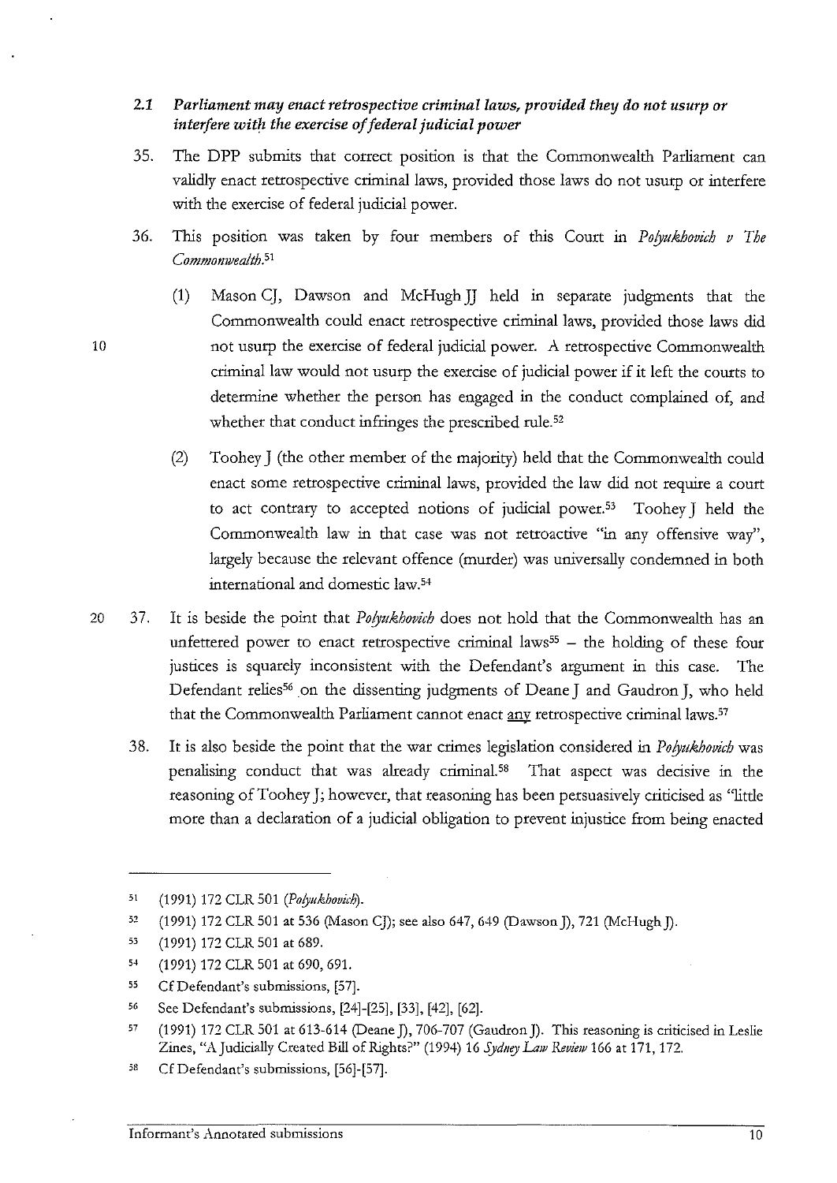### 2.1 *Parliament may enact retrospective criminal laws, provided they do not usurp or interfere with the exercise of federal judicial power*

35. The DPP submits that correct position is that the Commonwealth Parliament can validly enact retrospective criminal laws, provided those laws do not usurp or interfere with the exercise of federal judicial power.

36. This position was taken by four members of this Court in *Polyukhovich v The Commonwealth*.[51]

    (1) Mason CJ, Dawson and McHugh JJ held in separate judgments that the Commonwealth could enact retrospective criminal laws, provided those laws did not usurp the exercise of federal judicial power. A retrospective Commonwealth criminal law would not usurp the exercise of judicial power if it left the courts to determine whether the person has engaged in the conduct complained of, and whether that conduct infringes the prescribed rule.[52]

    (2) Toohey J (the other member of the majority) held that the Commonwealth could enact some retrospective criminal laws, provided the law did not require a court to act contrary to accepted notions of judicial power.[53] Toohey J held the Commonwealth law in that case was not retroactive "in any offensive way", largely because the relevant offence (murder) was universally condemned in both international and domestic law.[54]

37. It is beside the point that *Polyukhovich* does not hold that the Commonwealth has an unfettered power to enact retrospective criminal laws[55] – the holding of these four justices is squarely inconsistent with the Defendant's argument in this case. The Defendant relies[56] on the dissenting judgments of Deane J and Gaudron J, who held that the Commonwealth Parliament cannot enact <u>any</u> retrospective criminal laws.[57]

38. It is also beside the point that the war crimes legislation considered in *Polyukhovich* was penalising conduct that was already criminal.[58] That aspect was decisive in the reasoning of Toohey J; however, that reasoning has been persuasively criticised as "little more than a declaration of a judicial obligation to prevent injustice from being enacted

---

[51] (1991) 172 CLR 501 (*Polyukhovich*).

[52] (1991) 172 CLR 501 at 536 (Mason CJ); see also 647, 649 (Dawson J), 721 (McHugh J).

[53] (1991) 172 CLR 501 at 689.

[54] (1991) 172 CLR 501 at 690, 691.

[55] Cf Defendant's submissions, [57].

[56] See Defendant's submissions, [24]-[25], [33], [42], [62].

[57] (1991) 172 CLR 501 at 613-614 (Deane J), 706-707 (Gaudron J). This reasoning is criticised in Leslie Zines, "A Judicially Created Bill of Rights?" (1994) 16 *Sydney Law Review* 166 at 171, 172.

[58] Cf Defendant's submissions, [56]-[57].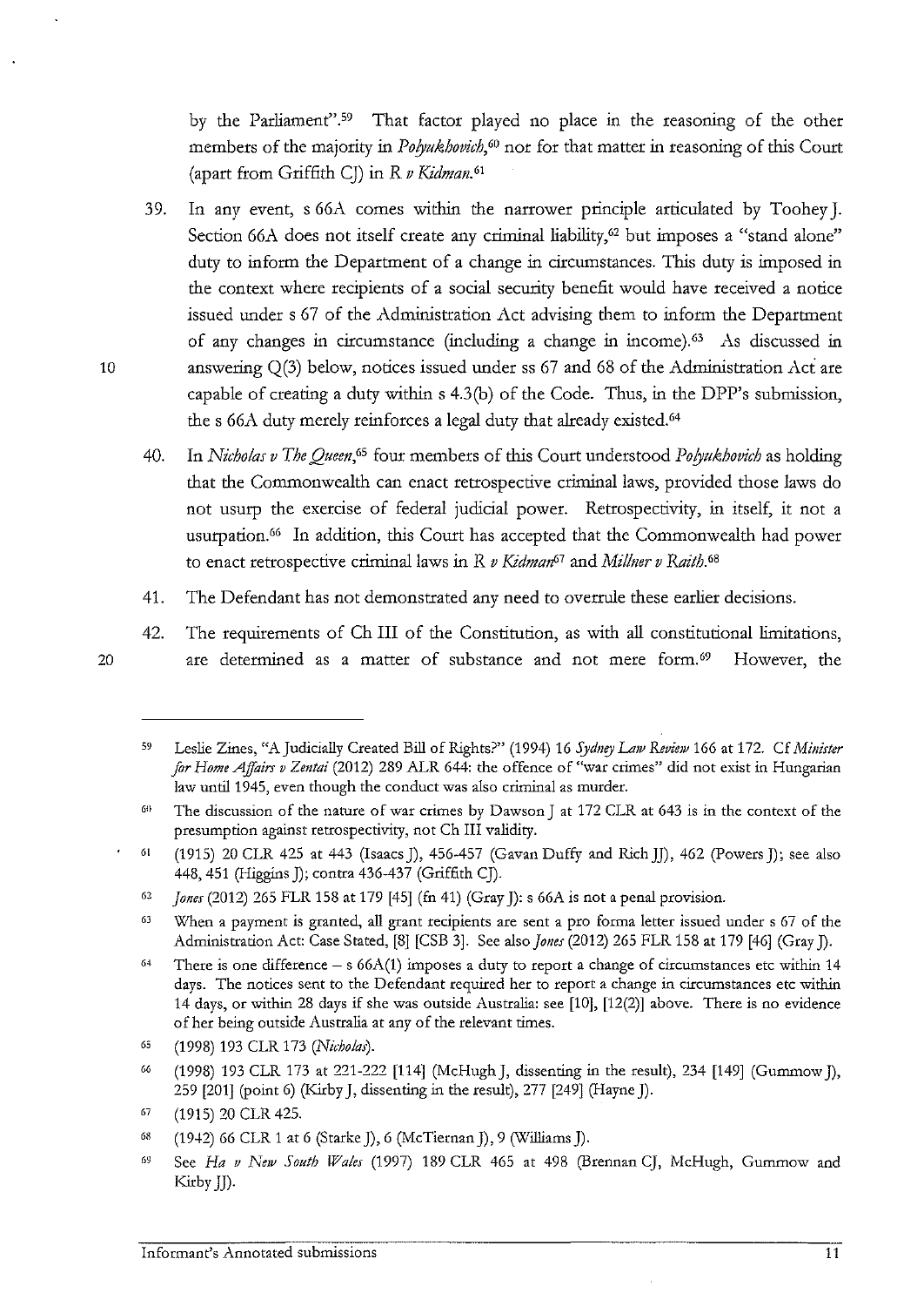by the Parliament".[59] That factor played no place in the reasoning of the other members of the majority in *Polyukhovich*,[60] nor for that matter in reasoning of this Court (apart from Griffith CJ) in *R v Kidman*.[61]

39. In any event, s 66A comes within the narrower principle articulated by Toohey J. Section 66A does not itself create any criminal liability,[62] but imposes a "stand alone" duty to inform the Department of a change in circumstances. This duty is imposed in the context where recipients of a social security benefit would have received a notice issued under s 67 of the Administration Act advising them to inform the Department of any changes in circumstance (including a change in income).[63] As discussed in answering Q(3) below, notices issued under ss 67 and 68 of the Administration Act are capable of creating a duty within s 4.3(b) of the Code. Thus, in the DPP's submission, the s 66A duty merely reinforces a legal duty that already existed.[64]

40. In *Nicholas v The Queen*,[65] four members of this Court understood *Polyukhovich* as holding that the Commonwealth can enact retrospective criminal laws, provided those laws do not usurp the exercise of federal judicial power. Retrospectivity, in itself, it not a usurpation.[66] In addition, this Court has accepted that the Commonwealth had power to enact retrospective criminal laws in *R v Kidman*[67] and *Millner v Raith*.[68]

41. The Defendant has not demonstrated any need to overrule these earlier decisions.

42. The requirements of Ch III of the Constitution, as with all constitutional limitations, are determined as a matter of substance and not mere form.[69] However, the

---

59 Leslie Zines, "A Judicially Created Bill of Rights?" (1994) 16 *Sydney Law Review* 166 at 172. Cf *Minister for Home Affairs v Zentai* (2012) 289 ALR 644: the offence of "war crimes" did not exist in Hungarian law until 1945, even though the conduct was also criminal as murder.

60 The discussion of the nature of war crimes by Dawson J at 172 CLR at 643 is in the context of the presumption against retrospectivity, not Ch III validity.

61 (1915) 20 CLR 425 at 443 (Isaacs J), 456-457 (Gavan Duffy and Rich JJ), 462 (Powers J); see also 448, 451 (Higgins J); contra 436-437 (Griffith CJ).

62 *Jones* (2012) 265 FLR 158 at 179 [45] (fn 41) (Gray J): s 66A is not a penal provision.

63 When a payment is granted, all grant recipients are sent a pro forma letter issued under s 67 of the Administration Act: Case Stated, [8] [CSB 3]. See also *Jones* (2012) 265 FLR 158 at 179 [46] (Gray J).

64 There is one difference – s 66A(1) imposes a duty to report a change of circumstances etc within 14 days. The notices sent to the Defendant required her to report a change in circumstances etc within 14 days, or within 28 days if she was outside Australia: see [10], [12(2)] above. There is no evidence of her being outside Australia at any of the relevant times.

65 (1998) 193 CLR 173 (*Nicholas*).

66 (1998) 193 CLR 173 at 221-222 [114] (McHugh J, dissenting in the result), 234 [149] (Gummow J), 259 [201] (point 6) (Kirby J, dissenting in the result), 277 [249] (Hayne J).

67 (1915) 20 CLR 425.

68 (1942) 66 CLR 1 at 6 (Starke J), 6 (McTiernan J), 9 (Williams J).

69 See *Ha v New South Wales* (1997) 189 CLR 465 at 498 (Brennan CJ, McHugh, Gummow and Kirby JJ).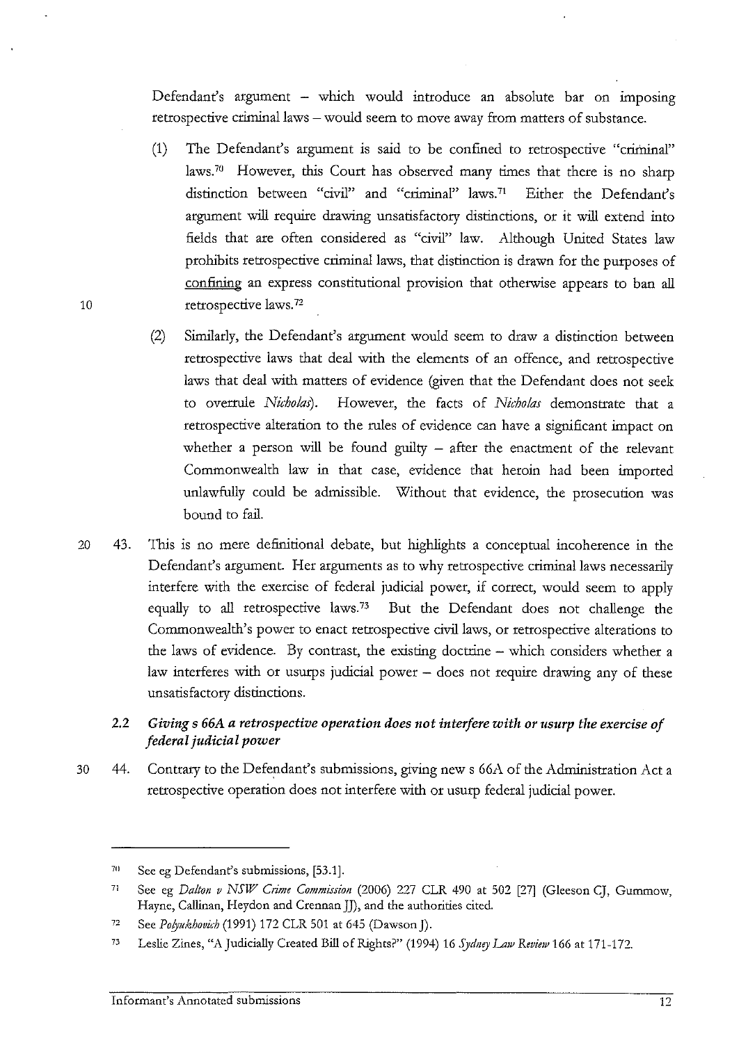Defendant's argument – which would introduce an absolute bar on imposing retrospective criminal laws – would seem to move away from matters of substance.

(1) The Defendant's argument is said to be confined to retrospective "criminal" laws.[70] However, this Court has observed many times that there is no sharp distinction between "civil" and "criminal" laws.[71] Either the Defendant's argument will require drawing unsatisfactory distinctions, or it will extend into fields that are often considered as "civil" law. Although United States law prohibits retrospective criminal laws, that distinction is drawn for the purposes of confining an express constitutional provision that otherwise appears to ban all retrospective laws.[72]

(2) Similarly, the Defendant's argument would seem to draw a distinction between retrospective laws that deal with the elements of an offence, and retrospective laws that deal with matters of evidence (given that the Defendant does not seek to overrule *Nicholas*). However, the facts of *Nicholas* demonstrate that a retrospective alteration to the rules of evidence can have a significant impact on whether a person will be found guilty – after the enactment of the relevant Commonwealth law in that case, evidence that heroin had been imported unlawfully could be admissible. Without that evidence, the prosecution was bound to fail.

43. This is no mere definitional debate, but highlights a conceptual incoherence in the Defendant's argument. Her arguments as to why retrospective criminal laws necessarily interfere with the exercise of federal judicial power, if correct, would seem to apply equally to all retrospective laws.[73] But the Defendant does not challenge the Commonwealth's power to enact retrospective civil laws, or retrospective alterations to the laws of evidence. By contrast, the existing doctrine – which considers whether a law interferes with or usurps judicial power – does not require drawing any of these unsatisfactory distinctions.

### 2.2 *Giving s 66A a retrospective operation does not interfere with or usurp the exercise of federal judicial power*

44. Contrary to the Defendant's submissions, giving new s 66A of the Administration Act a retrospective operation does not interfere with or usurp federal judicial power.

---

[70] See eg Defendant's submissions, [53.1].

[71] See eg *Dalton v NSW Crime Commission* (2006) 227 CLR 490 at 502 [27] (Gleeson CJ, Gummow, Hayne, Callinan, Heydon and Crennan JJ), and the authorities cited.

[72] See *Polyukhovich* (1991) 172 CLR 501 at 645 (Dawson J).

[73] Leslie Zines, "A Judicially Created Bill of Rights?" (1994) 16 *Sydney Law Review* 166 at 171-172.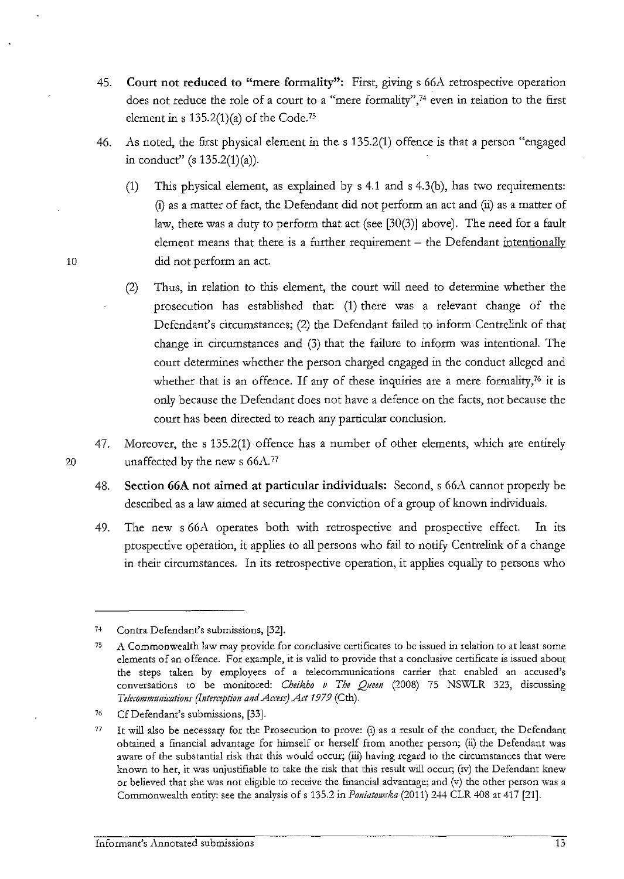45. **Court not reduced to "mere formality":** First, giving s 66A retrospective operation does not reduce the role of a court to a "mere formality",[74] even in relation to the first element in s 135.2(1)(a) of the Code.[75]

46. As noted, the first physical element in the s 135.2(1) offence is that a person "engaged in conduct" (s 135.2(1)(a)).

    (1) This physical element, as explained by s 4.1 and s 4.3(b), has two requirements: (i) as a matter of fact, the Defendant did not perform an act and (ii) as a matter of law, there was a duty to perform that act (see [30(3)] above). The need for a fault element means that there is a further requirement – the Defendant intentionally did not perform an act.

    (2) Thus, in relation to this element, the court will need to determine whether the prosecution has established that: (1) there was a relevant change of the Defendant's circumstances; (2) the Defendant failed to inform Centrelink of that change in circumstances and (3) that the failure to inform was intentional. The court determines whether the person charged engaged in the conduct alleged and whether that is an offence. If any of these inquiries are a mere formality,[76] it is only because the Defendant does not have a defence on the facts, not because the court has been directed to reach any particular conclusion.

47. Moreover, the s 135.2(1) offence has a number of other elements, which are entirely unaffected by the new s 66A.[77]

48. **Section 66A not aimed at particular individuals:** Second, s 66A cannot properly be described as a law aimed at securing the conviction of a group of known individuals.

49. The new s 66A operates both with retrospective and prospective effect. In its prospective operation, it applies to all persons who fail to notify Centrelink of a change in their circumstances. In its retrospective operation, it applies equally to persons who

---

[74] Contra Defendant's submissions, [32].

[75] A Commonwealth law may provide for conclusive certificates to be issued in relation to at least some elements of an offence. For example, it is valid to provide that a conclusive certificate is issued about the steps taken by employees of a telecommunications carrier that enabled an accused's conversations to be monitored: *Cheikho v The Queen* (2008) 75 NSWLR 323, discussing *Telecommunications (Interception and Access) Act 1979* (Cth).

[76] Cf Defendant's submissions, [33].

[77] It will also be necessary for the Prosecution to prove: (i) as a result of the conduct, the Defendant obtained a financial advantage for himself or herself from another person; (ii) the Defendant was aware of the substantial risk that this would occur; (iii) having regard to the circumstances that were known to her, it was unjustifiable to take the risk that this result will occur; (iv) the Defendant knew or believed that she was not eligible to receive the financial advantage; and (v) the other person was a Commonwealth entity: see the analysis of s 135.2 in *Poniatowska* (2011) 244 CLR 408 at 417 [21].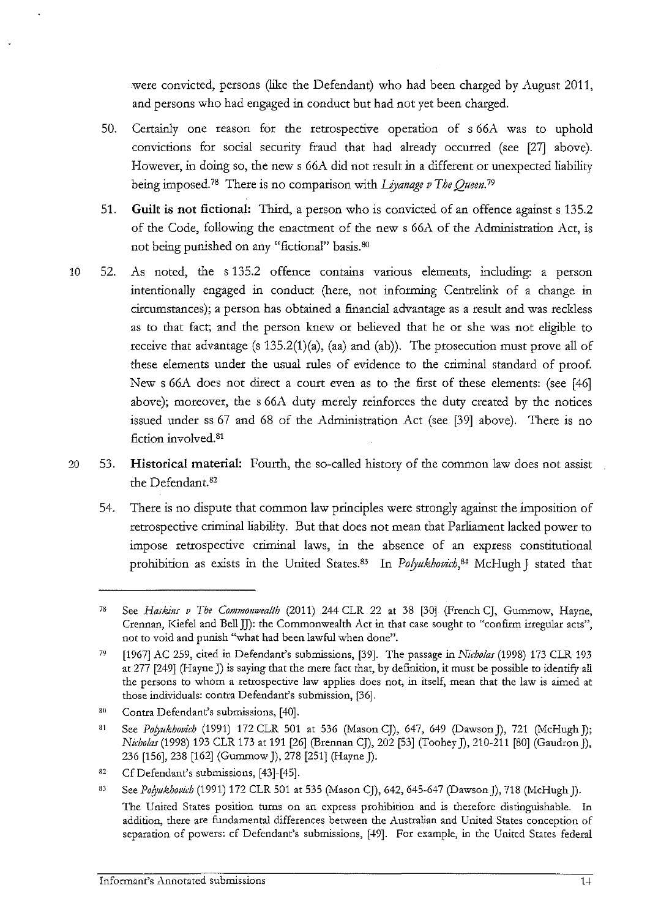were convicted, persons (like the Defendant) who had been charged by August 2011, and persons who had engaged in conduct but had not yet been charged.

50. Certainly one reason for the retrospective operation of s 66A was to uphold convictions for social security fraud that had already occurred (see [27] above). However, in doing so, the new s 66A did not result in a different or unexpected liability being imposed.[78] There is no comparison with *Liyanage v The Queen*.[79]

51. **Guilt is not fictional:** Third, a person who is convicted of an offence against s 135.2 of the Code, following the enactment of the new s 66A of the Administration Act, is not being punished on any "fictional" basis.[80]

52. As noted, the s 135.2 offence contains various elements, including: a person intentionally engaged in conduct (here, not informing Centrelink of a change in circumstances); a person has obtained a financial advantage as a result and was reckless as to that fact; and the person knew or believed that he or she was not eligible to receive that advantage (s 135.2(1)(a), (aa) and (ab)). The prosecution must prove all of these elements under the usual rules of evidence to the criminal standard of proof. New s 66A does not direct a court even as to the first of these elements: (see [46] above); moreover, the s 66A duty merely reinforces the duty created by the notices issued under ss 67 and 68 of the Administration Act (see [39] above). There is no fiction involved.[81]

53. **Historical material:** Fourth, the so-called history of the common law does not assist the Defendant.[82]

54. There is no dispute that common law principles were strongly against the imposition of retrospective criminal liability. But that does not mean that Parliament lacked power to impose retrospective criminal laws, in the absence of an express constitutional prohibition as exists in the United States.[83] In *Polyukhovich*,[84] McHugh J stated that

---

[78] See *Haskins v The Commonwealth* (2011) 244 CLR 22 at 38 [30] (French CJ, Gummow, Hayne, Crennan, Kiefel and Bell JJ): the Commonwealth Act in that case sought to "confirm irregular acts", not to void and punish "what had been lawful when done".

[79] [1967] AC 259, cited in Defendant's submissions, [39]. The passage in *Nicholas* (1998) 173 CLR 193 at 277 [249] (Hayne J) is saying that the mere fact that, by definition, it must be possible to identify all the persons to whom a retrospective law applies does not, in itself, mean that the law is aimed at those individuals: contra Defendant's submission, [36].

[80] Contra Defendant's submissions, [40].

[81] See *Polyukhovich* (1991) 172 CLR 501 at 536 (Mason CJ), 647, 649 (Dawson J), 721 (McHugh J); *Nicholas* (1998) 193 CLR 173 at 191 [26] (Brennan CJ), 202 [53] (Toohey J), 210-211 [80] (Gaudron J), 236 [156], 238 [162] (Gummow J), 278 [251] (Hayne J).

[82] Cf Defendant's submissions, [43]-[45].

[83] See *Polyukhovich* (1991) 172 CLR 501 at 535 (Mason CJ), 642, 645-647 (Dawson J), 718 (McHugh J). The United States position turns on an express prohibition and is therefore distinguishable. In addition, there are fundamental differences between the Australian and United States conception of separation of powers: cf Defendant's submissions, [49]. For example, in the United States federal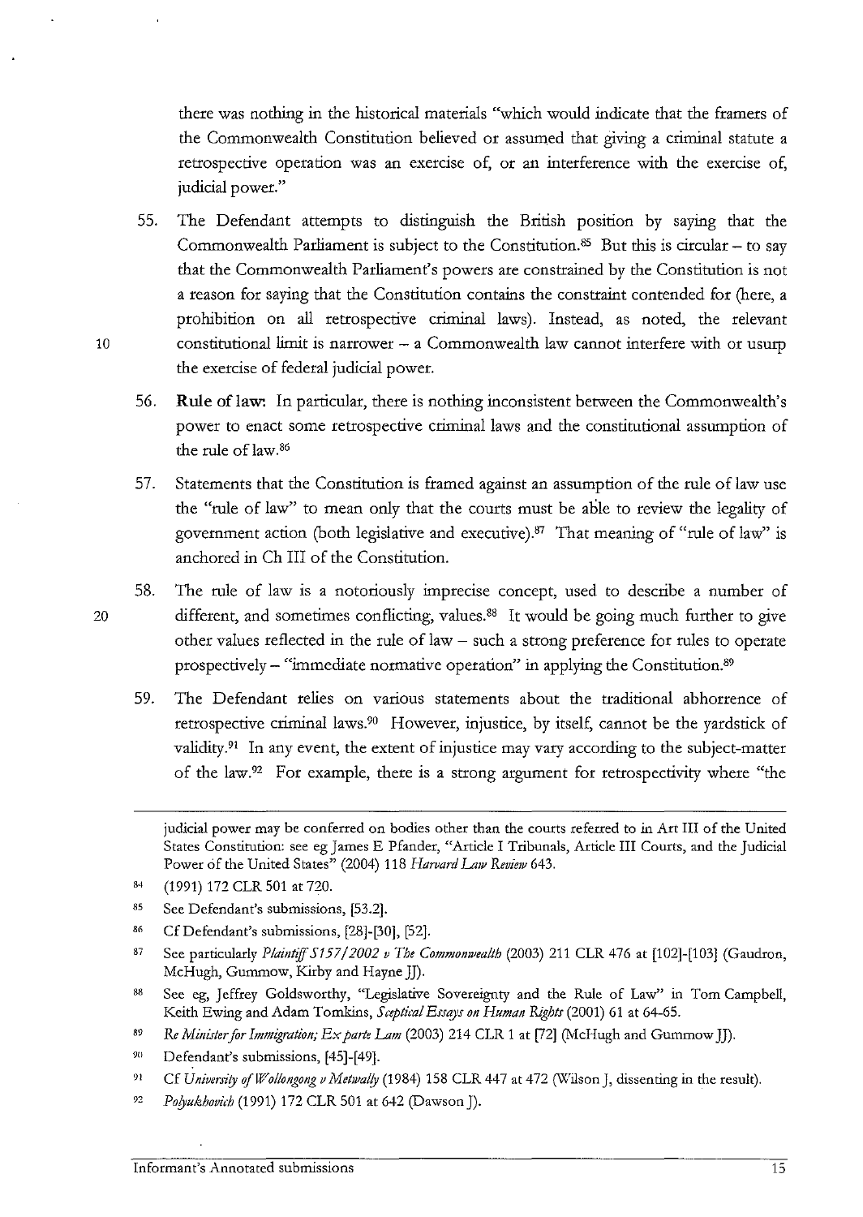there was nothing in the historical materials "which would indicate that the framers of the Commonwealth Constitution believed or assumed that giving a criminal statute a retrospective operation was an exercise of, or an interference with the exercise of, judicial power."

55. The Defendant attempts to distinguish the British position by saying that the Commonwealth Parliament is subject to the Constitution.[85] But this is circular – to say that the Commonwealth Parliament's powers are constrained by the Constitution is not a reason for saying that the Constitution contains the constraint contended for (here, a prohibition on all retrospective criminal laws). Instead, as noted, the relevant constitutional limit is narrower – a Commonwealth law cannot interfere with or usurp the exercise of federal judicial power.

56. **Rule of law:** In particular, there is nothing inconsistent between the Commonwealth's power to enact some retrospective criminal laws and the constitutional assumption of the rule of law.[86]

57. Statements that the Constitution is framed against an assumption of the rule of law use the "rule of law" to mean only that the courts must be able to review the legality of government action (both legislative and executive).[87] That meaning of "rule of law" is anchored in Ch III of the Constitution.

58. The rule of law is a notoriously imprecise concept, used to describe a number of different, and sometimes conflicting, values.[88] It would be going much further to give other values reflected in the rule of law – such a strong preference for rules to operate prospectively – "immediate normative operation" in applying the Constitution.[89]

59. The Defendant relies on various statements about the traditional abhorrence of retrospective criminal laws.[90] However, injustice, by itself, cannot be the yardstick of validity.[91] In any event, the extent of injustice may vary according to the subject-matter of the law.[92] For example, there is a strong argument for retrospectivity where "the

---

judicial power may be conferred on bodies other than the courts referred to in Art III of the United States Constitution: see eg James E Pfander, "Article I Tribunals, Article III Courts, and the Judicial Power of the United States" (2004) 118 *Harvard Law Review* 643.

[84] (1991) 172 CLR 501 at 720.

[85] See Defendant's submissions, [53.2].

[86] Cf Defendant's submissions, [28]-[30], [52].

[87] See particularly *Plaintiff S157/2002 v The Commonwealth* (2003) 211 CLR 476 at [102]-[103] (Gaudron, McHugh, Gummow, Kirby and Hayne JJ).

[88] See eg, Jeffrey Goldsworthy, "Legislative Sovereignty and the Rule of Law" in Tom Campbell, Keith Ewing and Adam Tomkins, *Sceptical Essays on Human Rights* (2001) 61 at 64-65.

[89] *Re Minister for Immigration; Ex parte Lam* (2003) 214 CLR 1 at [72] (McHugh and Gummow JJ).

[90] Defendant's submissions, [45]-[49].

[91] Cf *University of Wollongong v Metwally* (1984) 158 CLR 447 at 472 (Wilson J, dissenting in the result).

[92] *Polyukhovich* (1991) 172 CLR 501 at 642 (Dawson J).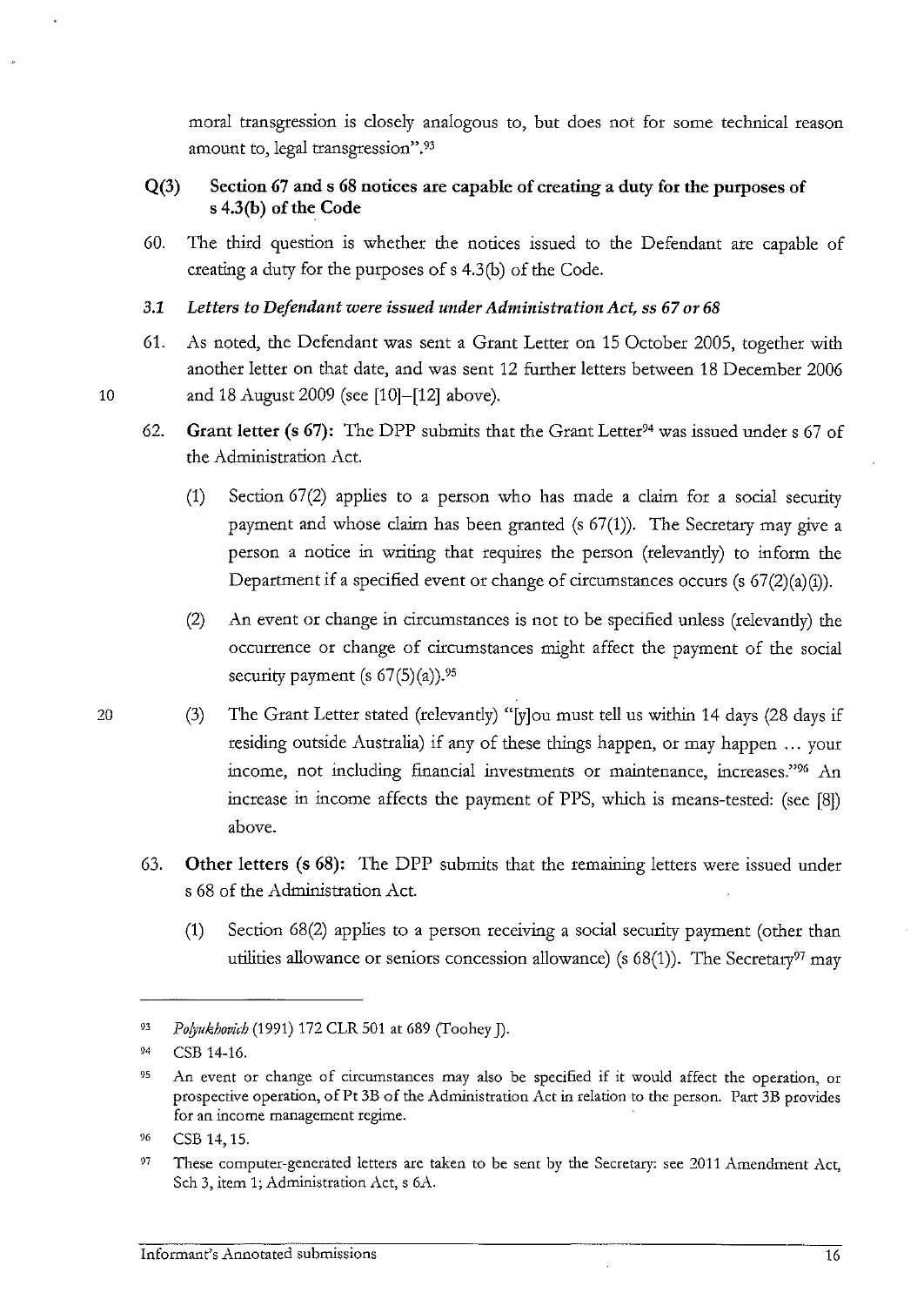moral transgression is closely analogous to, but does not for some technical reason amount to, legal transgression".[93]

### Q(3) Section 67 and s 68 notices are capable of creating a duty for the purposes of s 4.3(b) of the Code

60. The third question is whether the notices issued to the Defendant are capable of creating a duty for the purposes of s 4.3(b) of the Code.

#### *3.1 Letters to Defendant were issued under Administration Act, ss 67 or 68*

61. As noted, the Defendant was sent a Grant Letter on 15 October 2005, together with another letter on that date, and was sent 12 further letters between 18 December 2006 and 18 August 2009 (see [10]–[12] above).

62. **Grant letter (s 67):** The DPP submits that the Grant Letter[94] was issued under s 67 of the Administration Act.

    (1) Section 67(2) applies to a person who has made a claim for a social security payment and whose claim has been granted (s 67(1)). The Secretary may give a person a notice in writing that requires the person (relevantly) to inform the Department if a specified event or change of circumstances occurs (s 67(2)(a)(i)).

    (2) An event or change in circumstances is not to be specified unless (relevantly) the occurrence or change of circumstances might affect the payment of the social security payment (s 67(5)(a)).[95]

    (3) The Grant Letter stated (relevantly) "[y]ou must tell us within 14 days (28 days if residing outside Australia) if any of these things happen, or may happen … your income, not including financial investments or maintenance, increases."[96] An increase in income affects the payment of PPS, which is means-tested: (see [8]) above.

63. **Other letters (s 68):** The DPP submits that the remaining letters were issued under s 68 of the Administration Act.

    (1) Section 68(2) applies to a person receiving a social security payment (other than utilities allowance or seniors concession allowance) (s 68(1)). The Secretary[97] may

---

[93] *Polyukhovich* (1991) 172 CLR 501 at 689 (Toohey J).

[94] CSB 14-16.

[95] An event or change of circumstances may also be specified if it would affect the operation, or prospective operation, of Pt 3B of the Administration Act in relation to the person. Part 3B provides for an income management regime.

[96] CSB 14, 15.

[97] These computer-generated letters are taken to be sent by the Secretary: see 2011 Amendment Act, Sch 3, item 1; Administration Act, s 6A.

Informant's Annotated submissions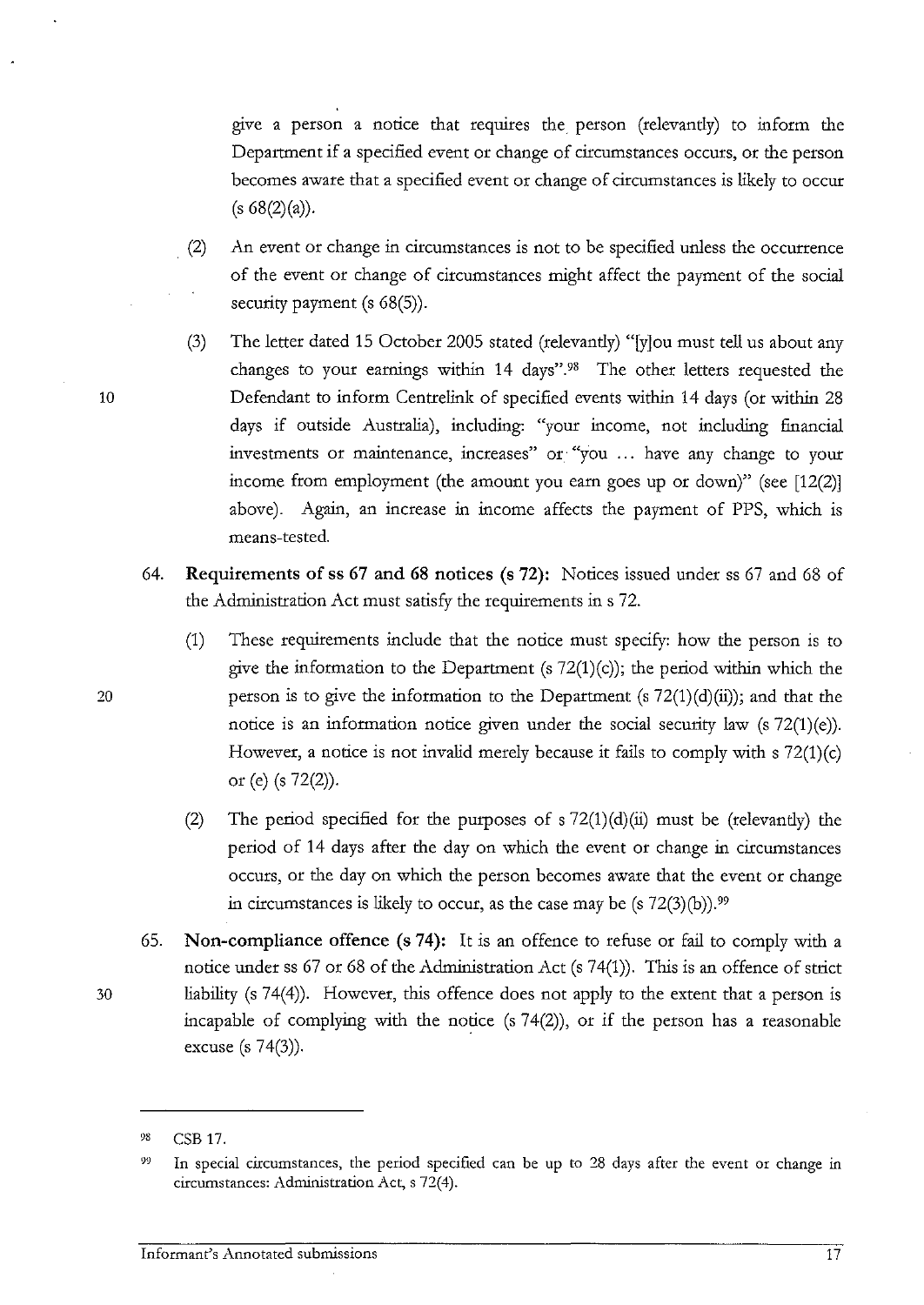give a person a notice that requires the person (relevantly) to inform the Department if a specified event or change of circumstances occurs, or the person becomes aware that a specified event or change of circumstances is likely to occur (s 68(2)(a)).

(2) An event or change in circumstances is not to be specified unless the occurrence of the event or change of circumstances might affect the payment of the social security payment (s 68(5)).

(3) The letter dated 15 October 2005 stated (relevantly) "[y]ou must tell us about any changes to your earnings within 14 days".[98] The other letters requested the Defendant to inform Centrelink of specified events within 14 days (or within 28 days if outside Australia), including: "your income, not including financial investments or maintenance, increases" or "you ... have any change to your income from employment (the amount you earn goes up or down)" (see [12(2)] above). Again, an increase in income affects the payment of PPS, which is means-tested.

64. **Requirements of ss 67 and 68 notices (s 72):** Notices issued under ss 67 and 68 of the Administration Act must satisfy the requirements in s 72.

(1) These requirements include that the notice must specify: how the person is to give the information to the Department (s 72(1)(c)); the period within which the person is to give the information to the Department (s 72(1)(d)(ii)); and that the notice is an information notice given under the social security law (s 72(1)(e)). However, a notice is not invalid merely because it fails to comply with s 72(1)(c) or (e) (s 72(2)).

(2) The period specified for the purposes of s 72(1)(d)(ii) must be (relevantly) the period of 14 days after the day on which the event or change in circumstances occurs, or the day on which the person becomes aware that the event or change in circumstances is likely to occur, as the case may be (s 72(3)(b)).[99]

65. **Non-compliance offence (s 74):** It is an offence to refuse or fail to comply with a notice under ss 67 or 68 of the Administration Act (s 74(1)). This is an offence of strict liability (s 74(4)). However, this offence does not apply to the extent that a person is incapable of complying with the notice (s 74(2)), or if the person has a reasonable excuse (s 74(3)).

---

[98] CSB 17.

[99] In special circumstances, the period specified can be up to 28 days after the event or change in circumstances: Administration Act, s 72(4).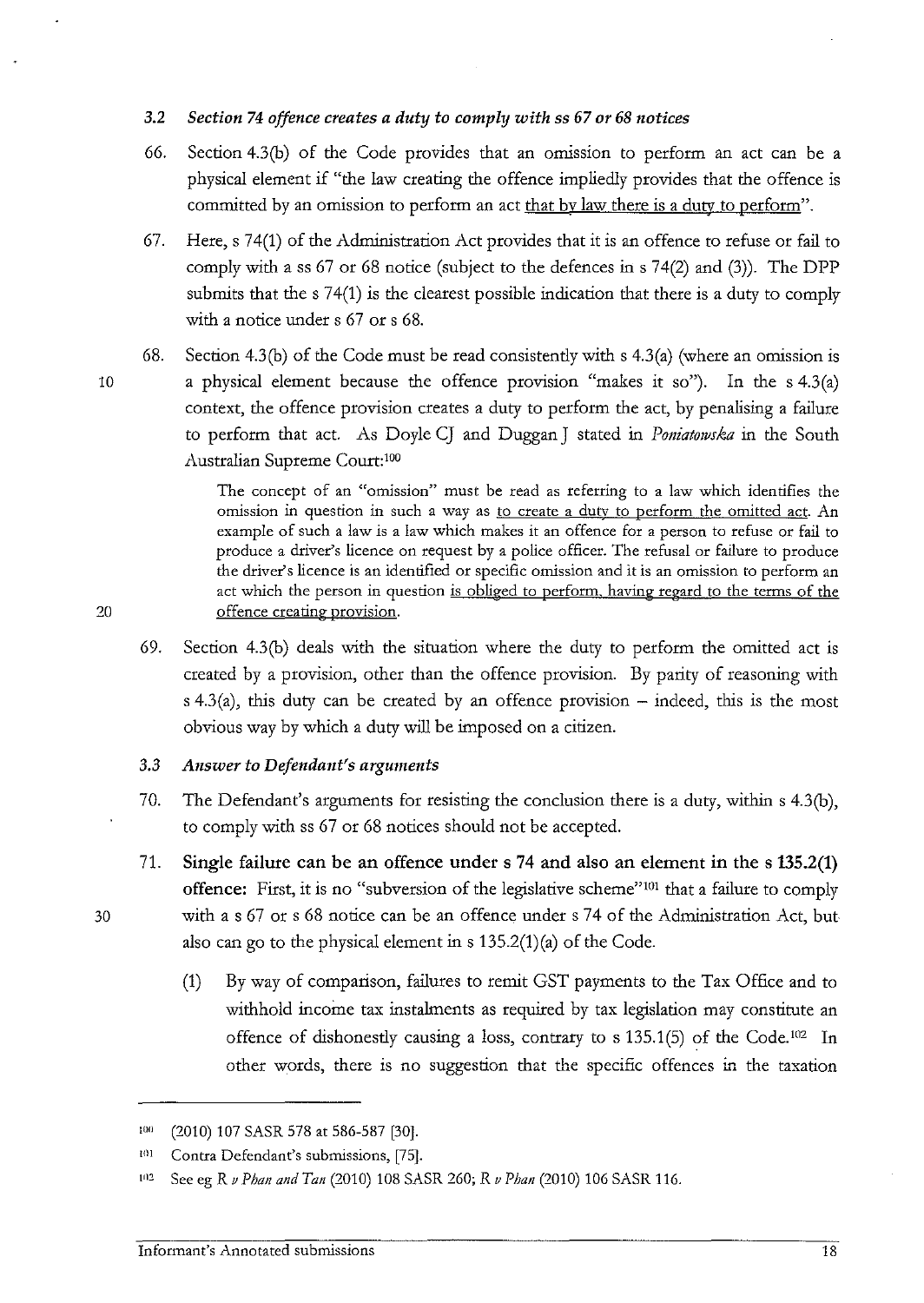### *3.2 Section 74 offence creates a duty to comply with ss 67 or 68 notices*

66. Section 4.3(b) of the Code provides that an omission to perform an act can be a physical element if "the law creating the offence impliedly provides that the offence is committed by an omission to perform an act that by law there is a duty to perform".

67. Here, s 74(1) of the Administration Act provides that it is an offence to refuse or fail to comply with a ss 67 or 68 notice (subject to the defences in s 74(2) and (3)). The DPP submits that the s 74(1) is the clearest possible indication that there is a duty to comply with a notice under s 67 or s 68.

68. Section 4.3(b) of the Code must be read consistently with s 4.3(a) (where an omission is a physical element because the offence provision "makes it so"). In the s 4.3(a) context, the offence provision creates a duty to perform the act, by penalising a failure to perform that act. As Doyle CJ and Duggan J stated in *Poniatowska* in the South Australian Supreme Court:[100]

> The concept of an "omission" must be read as referring to a law which identifies the omission in question in such a way as to create a duty to perform the omitted act. An example of such a law is a law which makes it an offence for a person to refuse or fail to produce a driver's licence on request by a police officer. The refusal or failure to produce the driver's licence is an identified or specific omission and it is an omission to perform an act which the person in question is obliged to perform, having regard to the terms of the offence creating provision.

69. Section 4.3(b) deals with the situation where the duty to perform the omitted act is created by a provision, other than the offence provision. By parity of reasoning with s 4.3(a), this duty can be created by an offence provision – indeed, this is the most obvious way by which a duty will be imposed on a citizen.

### *3.3 Answer to Defendant's arguments*

70. The Defendant's arguments for resisting the conclusion there is a duty, within s 4.3(b), to comply with ss 67 or 68 notices should not be accepted.

71. **Single failure can be an offence under s 74 and also an element in the s 135.2(1) offence:** First, it is no "subversion of the legislative scheme"[101] that a failure to comply with a s 67 or s 68 notice can be an offence under s 74 of the Administration Act, but also can go to the physical element in s 135.2(1)(a) of the Code.

    (1) By way of comparison, failures to remit GST payments to the Tax Office and to withhold income tax instalments as required by tax legislation may constitute an offence of dishonestly causing a loss, contrary to s 135.1(5) of the Code.[102] In other words, there is no suggestion that the specific offences in the taxation

---

[100] (2010) 107 SASR 578 at 586-587 [30].

[101] Contra Defendant's submissions, [75].

[102] See eg *R v Phan and Tan* (2010) 108 SASR 260; *R v Phan* (2010) 106 SASR 116.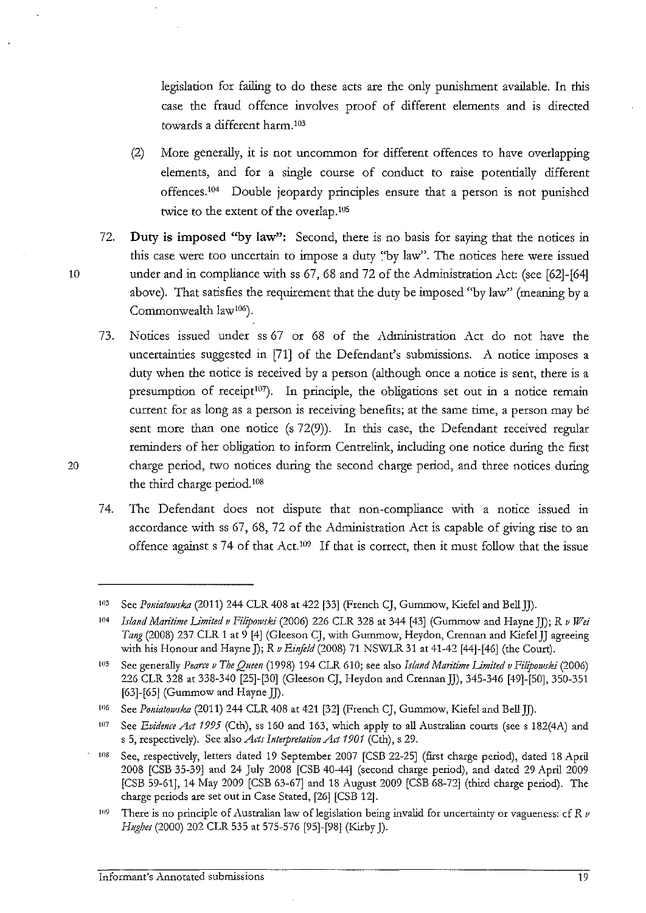legislation for failing to do these acts are the only punishment available. In this case the fraud offence involves proof of different elements and is directed towards a different harm.[103]

(2) More generally, it is not uncommon for different offences to have overlapping elements, and for a single course of conduct to raise potentially different offences.[104] Double jeopardy principles ensure that a person is not punished twice to the extent of the overlap.[105]

72. **Duty is imposed "by law":** Second, there is no basis for saying that the notices in this case were too uncertain to impose a duty "by law". The notices here were issued under and in compliance with ss 67, 68 and 72 of the Administration Act: (see [62]-[64] above). That satisfies the requirement that the duty be imposed "by law" (meaning by a Commonwealth law[106]).

73. Notices issued under ss 67 or 68 of the Administration Act do not have the uncertainties suggested in [71] of the Defendant's submissions. A notice imposes a duty when the notice is received by a person (although once a notice is sent, there is a presumption of receipt[107]). In principle, the obligations set out in a notice remain current for as long as a person is receiving benefits; at the same time, a person may be sent more than one notice (s 72(9)). In this case, the Defendant received regular reminders of her obligation to inform Centrelink, including one notice during the first charge period, two notices during the second charge period, and three notices during the third charge period.[108]

74. The Defendant does not dispute that non-compliance with a notice issued in accordance with ss 67, 68, 72 of the Administration Act is capable of giving rise to an offence against s 74 of that Act.[109] If that is correct, then it must follow that the issue

---

[103] See *Poniatowska* (2011) 244 CLR 408 at 422 [33] (French CJ, Gummow, Kiefel and Bell JJ).

[104] *Island Maritime Limited v Filipowski* (2006) 226 CLR 328 at 344 [43] (Gummow and Hayne JJ); *R v Wei Tang* (2008) 237 CLR 1 at 9 [4] (Gleeson CJ, with Gummow, Heydon, Crennan and Kiefel JJ agreeing with his Honour and Hayne J); *R v Einfeld* (2008) 71 NSWLR 31 at 41-42 [44]-[46] (the Court).

[105] See generally *Pearce v The Queen* (1998) 194 CLR 610; see also *Island Maritime Limited v Filipowski* (2006) 226 CLR 328 at 338-340 [25]-[30] (Gleeson CJ, Heydon and Crennan JJ), 345-346 [49]-[50], 350-351 [63]-[65] (Gummow and Hayne JJ).

[106] See *Poniatowska* (2011) 244 CLR 408 at 421 [32] (French CJ, Gummow, Kiefel and Bell JJ).

[107] See *Evidence Act 1995* (Cth), ss 160 and 163, which apply to all Australian courts (see s 182(4A) and s 5, respectively). See also *Acts Interpretation Act 1901* (Cth), s 29.

[108] See, respectively, letters dated 19 September 2007 [CSB 22-25] (first charge period), dated 18 April 2008 [CSB 35-39] and 24 July 2008 [CSB 40-44] (second charge period), and dated 29 April 2009 [CSB 59-61], 14 May 2009 [CSB 63-67] and 18 August 2009 [CSB 68-72] (third charge period). The charge periods are set out in Case Stated, [26] [CSB 12].

[109] There is no principle of Australian law of legislation being invalid for uncertainty or vagueness: cf *R v Hughes* (2000) 202 CLR 535 at 575-576 [95]-[98] (Kirby J).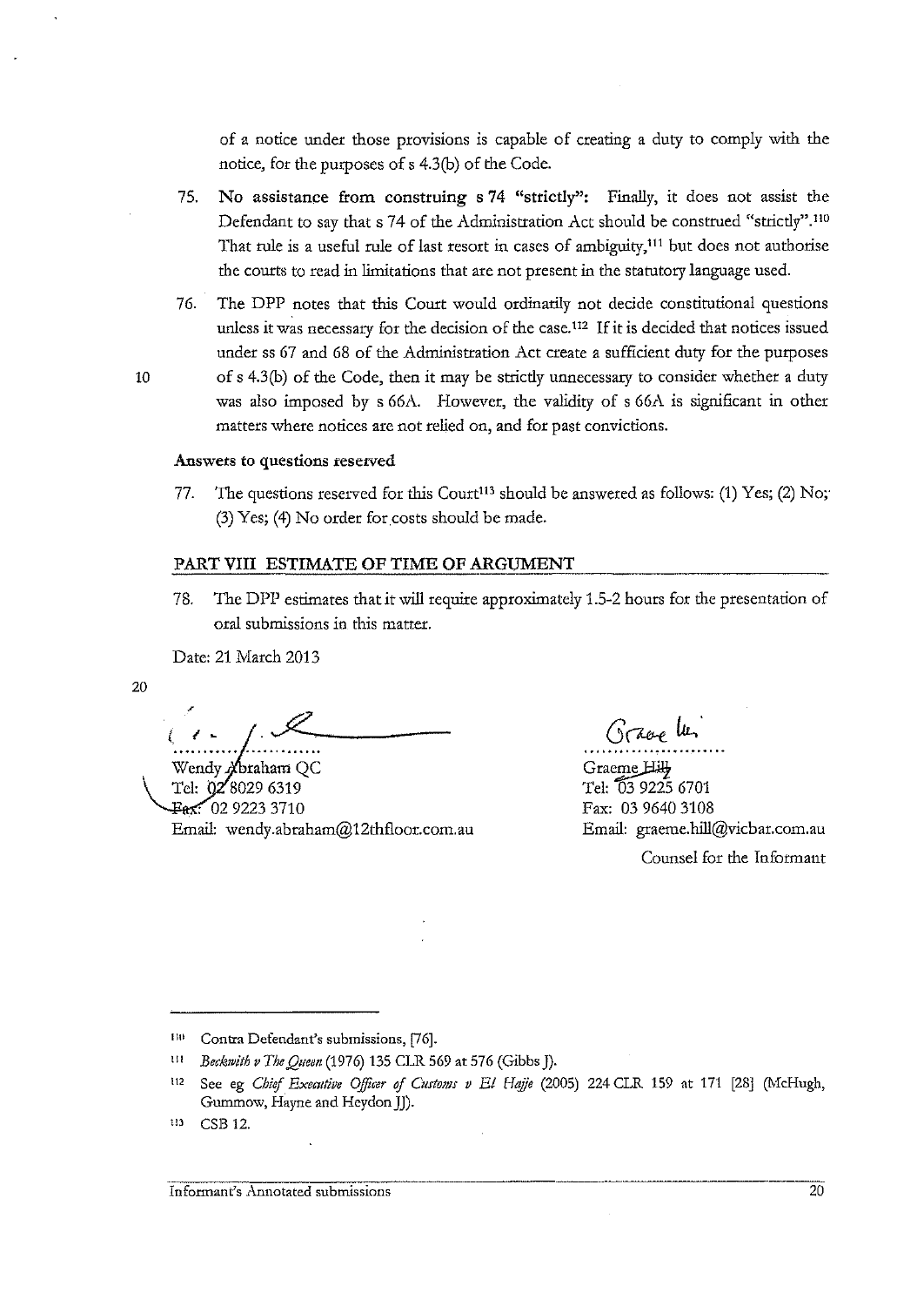of a notice under those provisions is capable of creating a duty to comply with the notice, for the purposes of s 4.3(b) of the Code.

75. **No assistance from construing s 74 "strictly":** Finally, it does not assist the Defendant to say that s 74 of the Administration Act should be construed "strictly".[110] That rule is a useful rule of last resort in cases of ambiguity,[111] but does not authorise the courts to read in limitations that are not present in the statutory language used.

76. The DPP notes that this Court would ordinarily not decide constitutional questions unless it was necessary for the decision of the case.[112] If it is decided that notices issued under ss 67 and 68 of the Administration Act create a sufficient duty for the purposes of s 4.3(b) of the Code, then it may be strictly unnecessary to consider whether a duty was also imposed by s 66A. However, the validity of s 66A is significant in other matters where notices are not relied on, and for past convictions.

**Answers to questions reserved**

77. The questions reserved for this Court[113] should be answered as follows: (1) Yes; (2) No; (3) Yes; (4) No order for costs should be made.

## PART VIII ESTIMATE OF TIME OF ARGUMENT

78. The DPP estimates that it will require approximately 1.5-2 hours for the presentation of oral submissions in this matter.

Date: 21 March 2013

Wendy Abraham QC
Tel: 02 8029 6319
Fax: 02 9223 3710
Email: wendy.abraham@12thfloor.com.au

Graeme Hill
Tel: 03 9225 6701
Fax: 03 9640 3108
Email: graeme.hill@vicbar.com.au

Counsel for the Informant

---

[110] Contra Defendant's submissions, [76].

[111] *Beckwith v The Queen* (1976) 135 CLR 569 at 576 (Gibbs J).

[112] See eg *Chief Executive Officer of Customs v El Hajje* (2005) 224 CLR 159 at 171 [28] (McHugh, Gummow, Hayne and Heydon JJ).

[113] CSB 12.